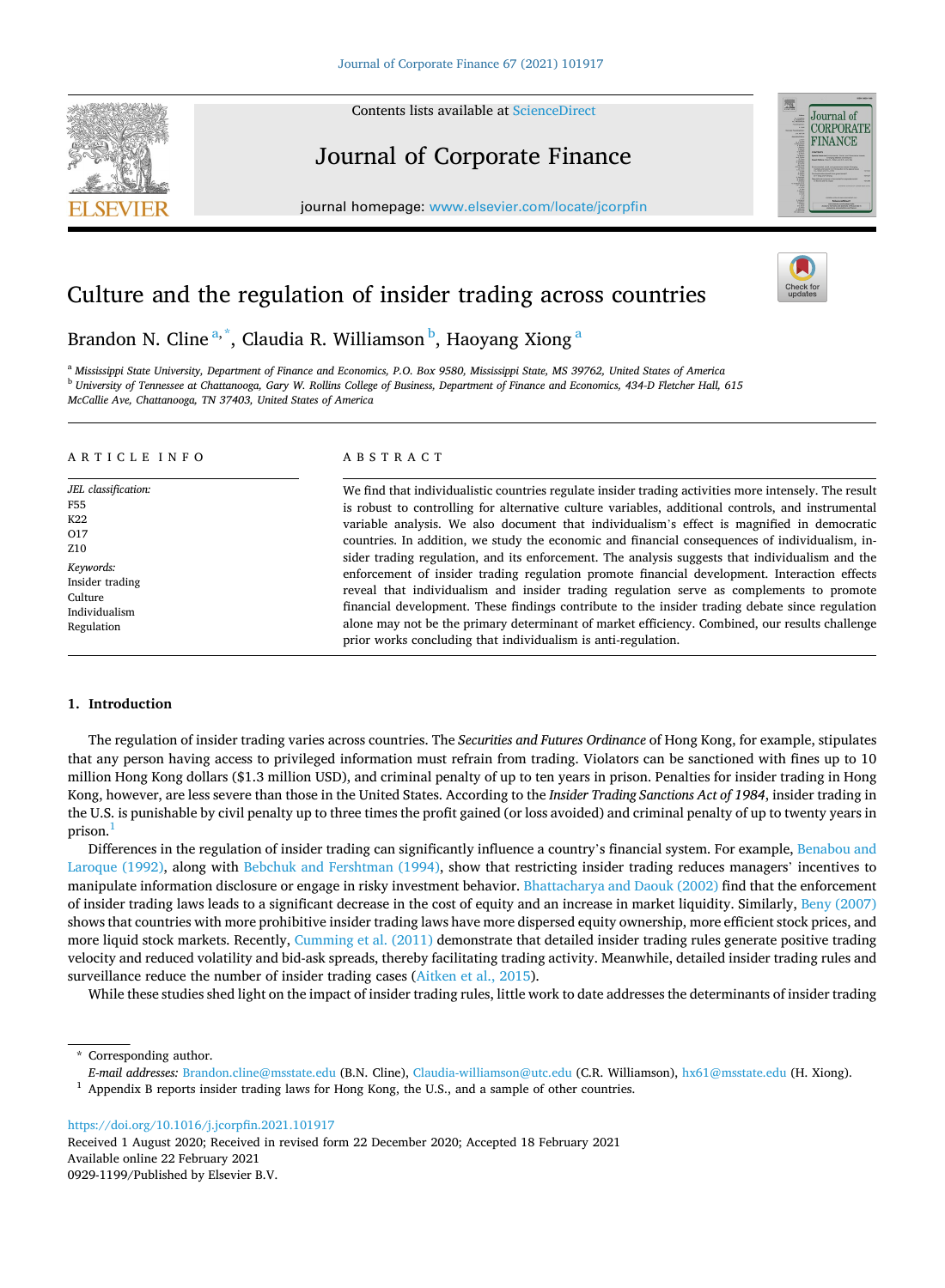# Culture and the regulation of insider trading across countries

Brandon N. Cline [a,*], Claudia R. Williamson [b], Haoyang Xiong [a]

[a] *Mississippi State University, Department of Finance and Economics, P.O. Box 9580, Mississippi State, MS 39762, United States of America*
[b] *University of Tennessee at Chattanooga, Gary W. Rollins College of Business, Department of Finance and Economics, 434-D Fletcher Hall, 615 McCallie Ave, Chattanooga, TN 37403, United States of America*

## ARTICLE INFO

*JEL classification:*
F55
K22
O17
Z10

*Keywords:*
Insider trading
Culture
Individualism
Regulation

## ABSTRACT

We find that individualistic countries regulate insider trading activities more intensely. The result is robust to controlling for alternative culture variables, additional controls, and instrumental variable analysis. We also document that individualism's effect is magnified in democratic countries. In addition, we study the economic and financial consequences of individualism, insider trading regulation, and its enforcement. The analysis suggests that individualism and the enforcement of insider trading regulation promote financial development. Interaction effects reveal that individualism and insider trading regulation serve as complements to promote financial development. These findings contribute to the insider trading debate since regulation alone may not be the primary determinant of market efficiency. Combined, our results challenge prior works concluding that individualism is anti-regulation.

## 1. Introduction

The regulation of insider trading varies across countries. The *Securities and Futures Ordinance* of Hong Kong, for example, stipulates that any person having access to privileged information must refrain from trading. Violators can be sanctioned with fines up to 10 million Hong Kong dollars ($1.3 million USD), and criminal penalty of up to ten years in prison. Penalties for insider trading in Hong Kong, however, are less severe than those in the United States. According to the *Insider Trading Sanctions Act of 1984*, insider trading in the U.S. is punishable by civil penalty up to three times the profit gained (or loss avoided) and criminal penalty of up to twenty years in prison.[1]

Differences in the regulation of insider trading can significantly influence a country's financial system. For example, Benabou and Laroque (1992), along with Bebchuk and Fershtman (1994), show that restricting insider trading reduces managers' incentives to manipulate information disclosure or engage in risky investment behavior. Bhattacharya and Daouk (2002) find that the enforcement of insider trading laws leads to a significant decrease in the cost of equity and an increase in market liquidity. Similarly, Beny (2007) shows that countries with more prohibitive insider trading laws have more dispersed equity ownership, more efficient stock prices, and more liquid stock markets. Recently, Cumming et al. (2011) demonstrate that detailed insider trading rules generate positive trading velocity and reduced volatility and bid-ask spreads, thereby facilitating trading activity. Meanwhile, detailed insider trading rules and surveillance reduce the number of insider trading cases (Aitken et al., 2015).

While these studies shed light on the impact of insider trading rules, little work to date addresses the determinants of insider trading

---

\* Corresponding author.
*E-mail addresses:* Brandon.cline@msstate.edu (B.N. Cline), Claudia-williamson@utc.edu (C.R. Williamson), hx61@msstate.edu (H. Xiong).
[1] Appendix B reports insider trading laws for Hong Kong, the U.S., and a sample of other countries.

https://doi.org/10.1016/j.jcorpfin.2021.101917
Received 1 August 2020; Received in revised form 22 December 2020; Accepted 18 February 2021
Available online 22 February 2021
0929-1199/Published by Elsevier B.V.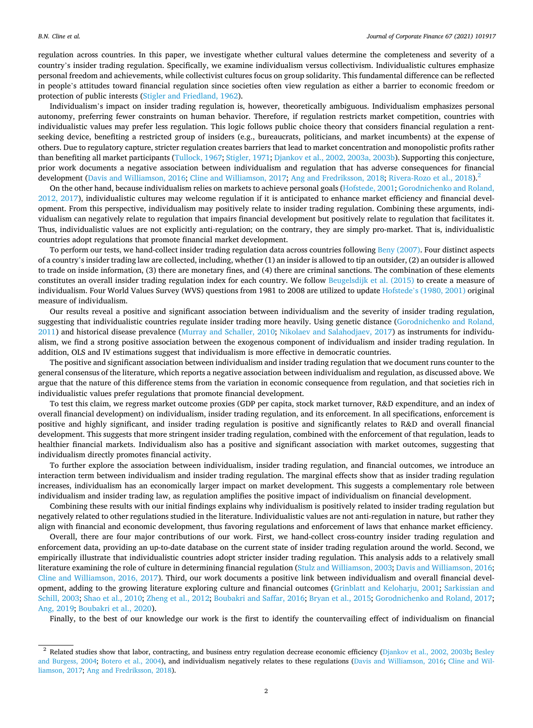regulation across countries. In this paper, we investigate whether cultural values determine the completeness and severity of a country's insider trading regulation. Specifically, we examine individualism versus collectivism. Individualistic cultures emphasize personal freedom and achievements, while collectivist cultures focus on group solidarity. This fundamental difference can be reflected in people's attitudes toward financial regulation since societies often view regulation as either a barrier to economic freedom or protection of public interests (Stigler and Friedland, 1962).

Individualism's impact on insider trading regulation is, however, theoretically ambiguous. Individualism emphasizes personal autonomy, preferring fewer constraints on human behavior. Therefore, if regulation restricts market competition, countries with individualistic values may prefer less regulation. This logic follows public choice theory that considers financial regulation a rent-seeking device, benefiting a restricted group of insiders (e.g., bureaucrats, politicians, and market incumbents) at the expense of others. Due to regulatory capture, stricter regulation creates barriers that lead to market concentration and monopolistic profits rather than benefiting all market participants (Tullock, 1967; Stigler, 1971; Djankov et al., 2002, 2003a, 2003b). Supporting this conjecture, prior work documents a negative association between individualism and regulation that has adverse consequences for financial development (Davis and Williamson, 2016; Cline and Williamson, 2017; Ang and Fredriksson, 2018; Rivera-Rozo et al., 2018).[2]

On the other hand, because individualism relies on markets to achieve personal goals (Hofstede, 2001; Gorodnichenko and Roland, 2012, 2017), individualistic cultures may welcome regulation if it is anticipated to enhance market efficiency and financial development. From this perspective, individualism may positively relate to insider trading regulation. Combining these arguments, individualism can negatively relate to regulation that impairs financial development but positively relate to regulation that facilitates it. Thus, individualistic values are not explicitly anti-regulation; on the contrary, they are simply pro-market. That is, individualistic countries adopt regulations that promote financial market development.

To perform our tests, we hand-collect insider trading regulation data across countries following Beny (2007). Four distinct aspects of a country's insider trading law are collected, including, whether (1) an insider is allowed to tip an outsider, (2) an outsider is allowed to trade on inside information, (3) there are monetary fines, and (4) there are criminal sanctions. The combination of these elements constitutes an overall insider trading regulation index for each country. We follow Beugelsdijk et al. (2015) to create a measure of individualism. Four World Values Survey (WVS) questions from 1981 to 2008 are utilized to update Hofstede's (1980, 2001) original measure of individualism.

Our results reveal a positive and significant association between individualism and the severity of insider trading regulation, suggesting that individualistic countries regulate insider trading more heavily. Using genetic distance (Gorodnichenko and Roland, 2011) and historical disease prevalence (Murray and Schaller, 2010; Nikolaev and Salahodjaev, 2017) as instruments for individualism, we find a strong positive association between the exogenous component of individualism and insider trading regulation. In addition, OLS and IV estimations suggest that individualism is more effective in democratic countries.

The positive and significant association between individualism and insider trading regulation that we document runs counter to the general consensus of the literature, which reports a negative association between individualism and regulation, as discussed above. We argue that the nature of this difference stems from the variation in economic consequence from regulation, and that societies rich in individualistic values prefer regulations that promote financial development.

To test this claim, we regress market outcome proxies (GDP per capita, stock market turnover, R&D expenditure, and an index of overall financial development) on individualism, insider trading regulation, and its enforcement. In all specifications, enforcement is positive and highly significant, and insider trading regulation is positive and significantly relates to R&D and overall financial development. This suggests that more stringent insider trading regulation, combined with the enforcement of that regulation, leads to healthier financial markets. Individualism also has a positive and significant association with market outcomes, suggesting that individualism directly promotes financial activity.

To further explore the association between individualism, insider trading regulation, and financial outcomes, we introduce an interaction term between individualism and insider trading regulation. The marginal effects show that as insider trading regulation increases, individualism has an economically larger impact on market development. This suggests a complementary role between individualism and insider trading law, as regulation amplifies the positive impact of individualism on financial development.

Combining these results with our initial findings explains why individualism is positively related to insider trading regulation but negatively related to other regulations studied in the literature. Individualistic values are not anti-regulation in nature, but rather they align with financial and economic development, thus favoring regulations and enforcement of laws that enhance market efficiency.

Overall, there are four major contributions of our work. First, we hand-collect cross-country insider trading regulation and enforcement data, providing an up-to-date database on the current state of insider trading regulation around the world. Second, we empirically illustrate that individualistic countries adopt stricter insider trading regulation. This analysis adds to a relatively small literature examining the role of culture in determining financial regulation (Stulz and Williamson, 2003; Davis and Williamson, 2016; Cline and Williamson, 2016, 2017). Third, our work documents a positive link between individualism and overall financial development, adding to the growing literature exploring culture and financial outcomes (Grinblatt and Keloharju, 2001; Sarkissian and Schill, 2003; Shao et al., 2010; Zheng et al., 2012; Boubakri and Saffar, 2016; Bryan et al., 2015; Gorodnichenko and Roland, 2017; Ang, 2019; Boubakri et al., 2020).

Finally, to the best of our knowledge our work is the first to identify the countervailing effect of individualism on financial

[2] Related studies show that labor, contracting, and business entry regulation decrease economic efficiency (Djankov et al., 2002, 2003b; Besley and Burgess, 2004; Botero et al., 2004), and individualism negatively relates to these regulations (Davis and Williamson, 2016; Cline and Williamson, 2017; Ang and Fredriksson, 2018).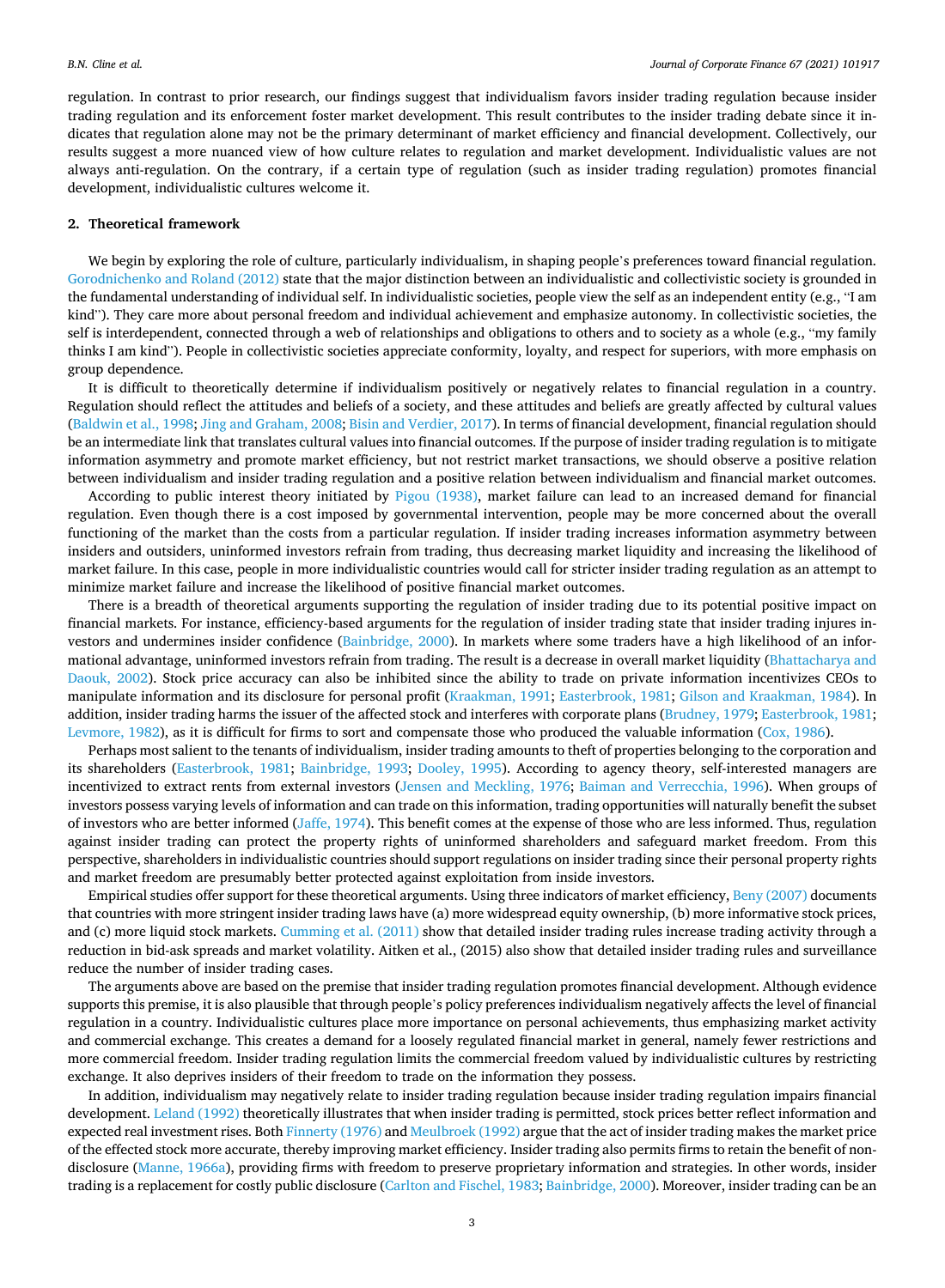regulation. In contrast to prior research, our findings suggest that individualism favors insider trading regulation because insider trading regulation and its enforcement foster market development. This result contributes to the insider trading debate since it indicates that regulation alone may not be the primary determinant of market efficiency and financial development. Collectively, our results suggest a more nuanced view of how culture relates to regulation and market development. Individualistic values are not always anti-regulation. On the contrary, if a certain type of regulation (such as insider trading regulation) promotes financial development, individualistic cultures welcome it.

## 2. Theoretical framework

We begin by exploring the role of culture, particularly individualism, in shaping people's preferences toward financial regulation. Gorodnichenko and Roland (2012) state that the major distinction between an individualistic and collectivistic society is grounded in the fundamental understanding of individual self. In individualistic societies, people view the self as an independent entity (e.g., "I am kind"). They care more about personal freedom and individual achievement and emphasize autonomy. In collectivistic societies, the self is interdependent, connected through a web of relationships and obligations to others and to society as a whole (e.g., "my family thinks I am kind"). People in collectivistic societies appreciate conformity, loyalty, and respect for superiors, with more emphasis on group dependence.

It is difficult to theoretically determine if individualism positively or negatively relates to financial regulation in a country. Regulation should reflect the attitudes and beliefs of a society, and these attitudes and beliefs are greatly affected by cultural values (Baldwin et al., 1998; Jing and Graham, 2008; Bisin and Verdier, 2017). In terms of financial development, financial regulation should be an intermediate link that translates cultural values into financial outcomes. If the purpose of insider trading regulation is to mitigate information asymmetry and promote market efficiency, but not restrict market transactions, we should observe a positive relation between individualism and insider trading regulation and a positive relation between individualism and financial market outcomes.

According to public interest theory initiated by Pigou (1938), market failure can lead to an increased demand for financial regulation. Even though there is a cost imposed by governmental intervention, people may be more concerned about the overall functioning of the market than the costs from a particular regulation. If insider trading increases information asymmetry between insiders and outsiders, uninformed investors refrain from trading, thus decreasing market liquidity and increasing the likelihood of market failure. In this case, people in more individualistic countries would call for stricter insider trading regulation as an attempt to minimize market failure and increase the likelihood of positive financial market outcomes.

There is a breadth of theoretical arguments supporting the regulation of insider trading due to its potential positive impact on financial markets. For instance, efficiency-based arguments for the regulation of insider trading state that insider trading injures investors and undermines insider confidence (Bainbridge, 2000). In markets where some traders have a high likelihood of an informational advantage, uninformed investors refrain from trading. The result is a decrease in overall market liquidity (Bhattacharya and Daouk, 2002). Stock price accuracy can also be inhibited since the ability to trade on private information incentivizes CEOs to manipulate information and its disclosure for personal profit (Kraakman, 1991; Easterbrook, 1981; Gilson and Kraakman, 1984). In addition, insider trading harms the issuer of the affected stock and interferes with corporate plans (Brudney, 1979; Easterbrook, 1981; Levmore, 1982), as it is difficult for firms to sort and compensate those who produced the valuable information (Cox, 1986).

Perhaps most salient to the tenants of individualism, insider trading amounts to theft of properties belonging to the corporation and its shareholders (Easterbrook, 1981; Bainbridge, 1993; Dooley, 1995). According to agency theory, self-interested managers are incentivized to extract rents from external investors (Jensen and Meckling, 1976; Baiman and Verrecchia, 1996). When groups of investors possess varying levels of information and can trade on this information, trading opportunities will naturally benefit the subset of investors who are better informed (Jaffe, 1974). This benefit comes at the expense of those who are less informed. Thus, regulation against insider trading can protect the property rights of uninformed shareholders and safeguard market freedom. From this perspective, shareholders in individualistic countries should support regulations on insider trading since their personal property rights and market freedom are presumably better protected against exploitation from inside investors.

Empirical studies offer support for these theoretical arguments. Using three indicators of market efficiency, Beny (2007) documents that countries with more stringent insider trading laws have (a) more widespread equity ownership, (b) more informative stock prices, and (c) more liquid stock markets. Cumming et al. (2011) show that detailed insider trading rules increase trading activity through a reduction in bid-ask spreads and market volatility. Aitken et al., (2015) also show that detailed insider trading rules and surveillance reduce the number of insider trading cases.

The arguments above are based on the premise that insider trading regulation promotes financial development. Although evidence supports this premise, it is also plausible that through people's policy preferences individualism negatively affects the level of financial regulation in a country. Individualistic cultures place more importance on personal achievements, thus emphasizing market activity and commercial exchange. This creates a demand for a loosely regulated financial market in general, namely fewer restrictions and more commercial freedom. Insider trading regulation limits the commercial freedom valued by individualistic cultures by restricting exchange. It also deprives insiders of their freedom to trade on the information they possess.

In addition, individualism may negatively relate to insider trading regulation because insider trading regulation impairs financial development. Leland (1992) theoretically illustrates that when insider trading is permitted, stock prices better reflect information and expected real investment rises. Both Finnerty (1976) and Meulbroek (1992) argue that the act of insider trading makes the market price of the effected stock more accurate, thereby improving market efficiency. Insider trading also permits firms to retain the benefit of non-disclosure (Manne, 1966a), providing firms with freedom to preserve proprietary information and strategies. In other words, insider trading is a replacement for costly public disclosure (Carlton and Fischel, 1983; Bainbridge, 2000). Moreover, insider trading can be an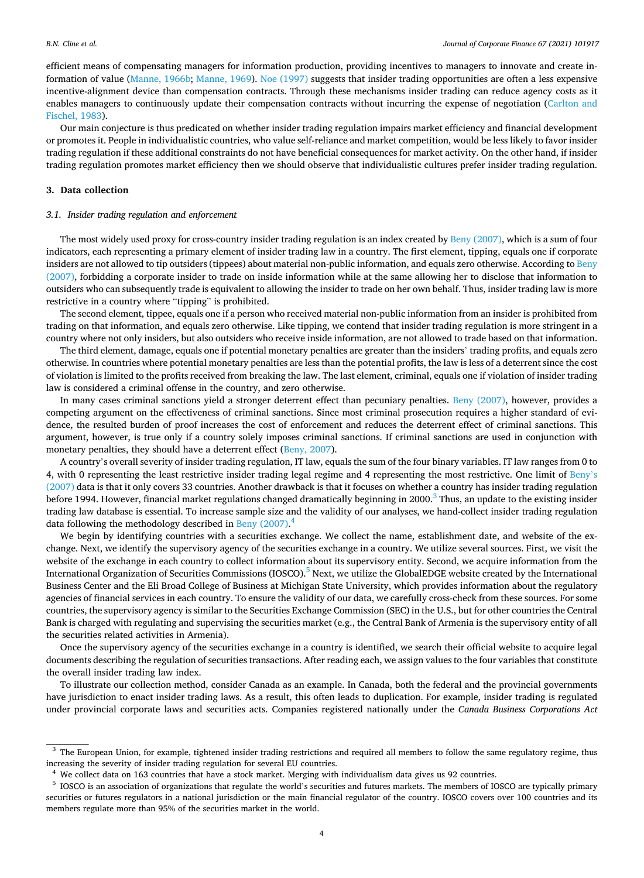efficient means of compensating managers for information production, providing incentives to managers to innovate and create information of value (Manne, 1966b; Manne, 1969). Noe (1997) suggests that insider trading opportunities are often a less expensive incentive-alignment device than compensation contracts. Through these mechanisms insider trading can reduce agency costs as it enables managers to continuously update their compensation contracts without incurring the expense of negotiation (Carlton and Fischel, 1983).

Our main conjecture is thus predicated on whether insider trading regulation impairs market efficiency and financial development or promotes it. People in individualistic countries, who value self-reliance and market competition, would be less likely to favor insider trading regulation if these additional constraints do not have beneficial consequences for market activity. On the other hand, if insider trading regulation promotes market efficiency then we should observe that individualistic cultures prefer insider trading regulation.

## 3. Data collection

### 3.1. Insider trading regulation and enforcement

The most widely used proxy for cross-country insider trading regulation is an index created by Beny (2007), which is a sum of four indicators, each representing a primary element of insider trading law in a country. The first element, tipping, equals one if corporate insiders are not allowed to tip outsiders (tippees) about material non-public information, and equals zero otherwise. According to Beny (2007), forbidding a corporate insider to trade on inside information while at the same allowing her to disclose that information to outsiders who can subsequently trade is equivalent to allowing the insider to trade on her own behalf. Thus, insider trading law is more restrictive in a country where "tipping" is prohibited.

The second element, tippee, equals one if a person who received material non-public information from an insider is prohibited from trading on that information, and equals zero otherwise. Like tipping, we contend that insider trading regulation is more stringent in a country where not only insiders, but also outsiders who receive inside information, are not allowed to trade based on that information.

The third element, damage, equals one if potential monetary penalties are greater than the insiders' trading profits, and equals zero otherwise. In countries where potential monetary penalties are less than the potential profits, the law is less of a deterrent since the cost of violation is limited to the profits received from breaking the law. The last element, criminal, equals one if violation of insider trading law is considered a criminal offense in the country, and zero otherwise.

In many cases criminal sanctions yield a stronger deterrent effect than pecuniary penalties. Beny (2007), however, provides a competing argument on the effectiveness of criminal sanctions. Since most criminal prosecution requires a higher standard of evidence, the resulted burden of proof increases the cost of enforcement and reduces the deterrent effect of criminal sanctions. This argument, however, is true only if a country solely imposes criminal sanctions. If criminal sanctions are used in conjunction with monetary penalties, they should have a deterrent effect (Beny, 2007).

A country's overall severity of insider trading regulation, IT law, equals the sum of the four binary variables. IT law ranges from 0 to 4, with 0 representing the least restrictive insider trading legal regime and 4 representing the most restrictive. One limit of Beny's (2007) data is that it only covers 33 countries. Another drawback is that it focuses on whether a country has insider trading regulation before 1994. However, financial market regulations changed dramatically beginning in 2000.[3] Thus, an update to the existing insider trading law database is essential. To increase sample size and the validity of our analyses, we hand-collect insider trading regulation data following the methodology described in Beny (2007).[4]

We begin by identifying countries with a securities exchange. We collect the name, establishment date, and website of the exchange. Next, we identify the supervisory agency of the securities exchange in a country. We utilize several sources. First, we visit the website of the exchange in each country to collect information about its supervisory entity. Second, we acquire information from the International Organization of Securities Commissions (IOSCO).[5] Next, we utilize the GlobalEDGE website created by the International Business Center and the Eli Broad College of Business at Michigan State University, which provides information about the regulatory agencies of financial services in each country. To ensure the validity of our data, we carefully cross-check from these sources. For some countries, the supervisory agency is similar to the Securities Exchange Commission (SEC) in the U.S., but for other countries the Central Bank is charged with regulating and supervising the securities market (e.g., the Central Bank of Armenia is the supervisory entity of all the securities related activities in Armenia).

Once the supervisory agency of the securities exchange in a country is identified, we search their official website to acquire legal documents describing the regulation of securities transactions. After reading each, we assign values to the four variables that constitute the overall insider trading law index.

To illustrate our collection method, consider Canada as an example. In Canada, both the federal and the provincial governments have jurisdiction to enact insider trading laws. As a result, this often leads to duplication. For example, insider trading is regulated under provincial corporate laws and securities acts. Companies registered nationally under the *Canada Business Corporations Act*

---

[3] The European Union, for example, tightened insider trading restrictions and required all members to follow the same regulatory regime, thus increasing the severity of insider trading regulation for several EU countries.

[4] We collect data on 163 countries that have a stock market. Merging with individualism data gives us 92 countries.

[5] IOSCO is an association of organizations that regulate the world's securities and futures markets. The members of IOSCO are typically primary securities or futures regulators in a national jurisdiction or the main financial regulator of the country. IOSCO covers over 100 countries and its members regulate more than 95% of the securities market in the world.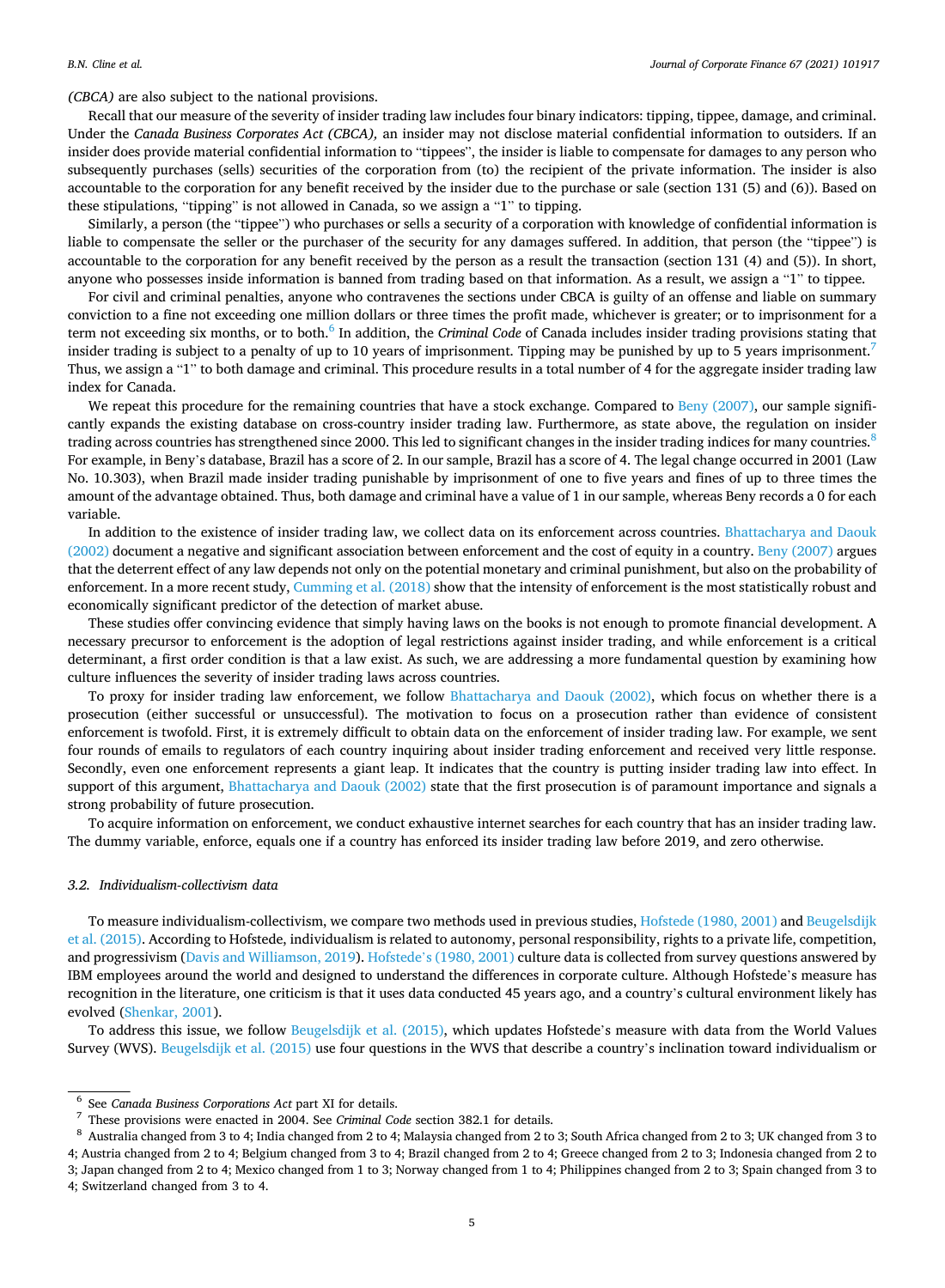*(CBCA)* are also subject to the national provisions.

Recall that our measure of the severity of insider trading law includes four binary indicators: tipping, tippee, damage, and criminal. Under the *Canada Business Corporates Act (CBCA),* an insider may not disclose material confidential information to outsiders. If an insider does provide material confidential information to "tippees", the insider is liable to compensate for damages to any person who subsequently purchases (sells) securities of the corporation from (to) the recipient of the private information. The insider is also accountable to the corporation for any benefit received by the insider due to the purchase or sale (section 131 (5) and (6)). Based on these stipulations, "tipping" is not allowed in Canada, so we assign a "1" to tipping.

Similarly, a person (the "tippee") who purchases or sells a security of a corporation with knowledge of confidential information is liable to compensate the seller or the purchaser of the security for any damages suffered. In addition, that person (the "tippee") is accountable to the corporation for any benefit received by the person as a result the transaction (section 131 (4) and (5)). In short, anyone who possesses inside information is banned from trading based on that information. As a result, we assign a "1" to tippee.

For civil and criminal penalties, anyone who contravenes the sections under CBCA is guilty of an offense and liable on summary conviction to a fine not exceeding one million dollars or three times the profit made, whichever is greater; or to imprisonment for a term not exceeding six months, or to both.[6] In addition, the *Criminal Code* of Canada includes insider trading provisions stating that insider trading is subject to a penalty of up to 10 years of imprisonment. Tipping may be punished by up to 5 years imprisonment.[7] Thus, we assign a "1" to both damage and criminal. This procedure results in a total number of 4 for the aggregate insider trading law index for Canada.

We repeat this procedure for the remaining countries that have a stock exchange. Compared to Beny (2007), our sample significantly expands the existing database on cross-country insider trading law. Furthermore, as state above, the regulation on insider trading across countries has strengthened since 2000. This led to significant changes in the insider trading indices for many countries.[8] For example, in Beny's database, Brazil has a score of 2. In our sample, Brazil has a score of 4. The legal change occurred in 2001 (Law No. 10.303), when Brazil made insider trading punishable by imprisonment of one to five years and fines of up to three times the amount of the advantage obtained. Thus, both damage and criminal have a value of 1 in our sample, whereas Beny records a 0 for each variable.

In addition to the existence of insider trading law, we collect data on its enforcement across countries. Bhattacharya and Daouk (2002) document a negative and significant association between enforcement and the cost of equity in a country. Beny (2007) argues that the deterrent effect of any law depends not only on the potential monetary and criminal punishment, but also on the probability of enforcement. In a more recent study, Cumming et al. (2018) show that the intensity of enforcement is the most statistically robust and economically significant predictor of the detection of market abuse.

These studies offer convincing evidence that simply having laws on the books is not enough to promote financial development. A necessary precursor to enforcement is the adoption of legal restrictions against insider trading, and while enforcement is a critical determinant, a first order condition is that a law exist. As such, we are addressing a more fundamental question by examining how culture influences the severity of insider trading laws across countries.

To proxy for insider trading law enforcement, we follow Bhattacharya and Daouk (2002), which focus on whether there is a prosecution (either successful or unsuccessful). The motivation to focus on a prosecution rather than evidence of consistent enforcement is twofold. First, it is extremely difficult to obtain data on the enforcement of insider trading law. For example, we sent four rounds of emails to regulators of each country inquiring about insider trading enforcement and received very little response. Secondly, even one enforcement represents a giant leap. It indicates that the country is putting insider trading law into effect. In support of this argument, Bhattacharya and Daouk (2002) state that the first prosecution is of paramount importance and signals a strong probability of future prosecution.

To acquire information on enforcement, we conduct exhaustive internet searches for each country that has an insider trading law. The dummy variable, enforce, equals one if a country has enforced its insider trading law before 2019, and zero otherwise.

### 3.2. Individualism-collectivism data

To measure individualism-collectivism, we compare two methods used in previous studies, Hofstede (1980, 2001) and Beugelsdijk et al. (2015). According to Hofstede, individualism is related to autonomy, personal responsibility, rights to a private life, competition, and progressivism (Davis and Williamson, 2019). Hofstede's (1980, 2001) culture data is collected from survey questions answered by IBM employees around the world and designed to understand the differences in corporate culture. Although Hofstede's measure has recognition in the literature, one criticism is that it uses data conducted 45 years ago, and a country's cultural environment likely has evolved (Shenkar, 2001).

To address this issue, we follow Beugelsdijk et al. (2015), which updates Hofstede's measure with data from the World Values Survey (WVS). Beugelsdijk et al. (2015) use four questions in the WVS that describe a country's inclination toward individualism or

---

[6] See *Canada Business Corporations Act* part XI for details.

[7] These provisions were enacted in 2004. See *Criminal Code* section 382.1 for details.

[8] Australia changed from 3 to 4; India changed from 2 to 4; Malaysia changed from 2 to 3; South Africa changed from 2 to 3; UK changed from 3 to 4; Austria changed from 2 to 4; Belgium changed from 3 to 4; Brazil changed from 2 to 4; Greece changed from 2 to 3; Indonesia changed from 2 to 3; Japan changed from 2 to 4; Mexico changed from 1 to 3; Norway changed from 1 to 4; Philippines changed from 2 to 3; Spain changed from 3 to 4; Switzerland changed from 3 to 4.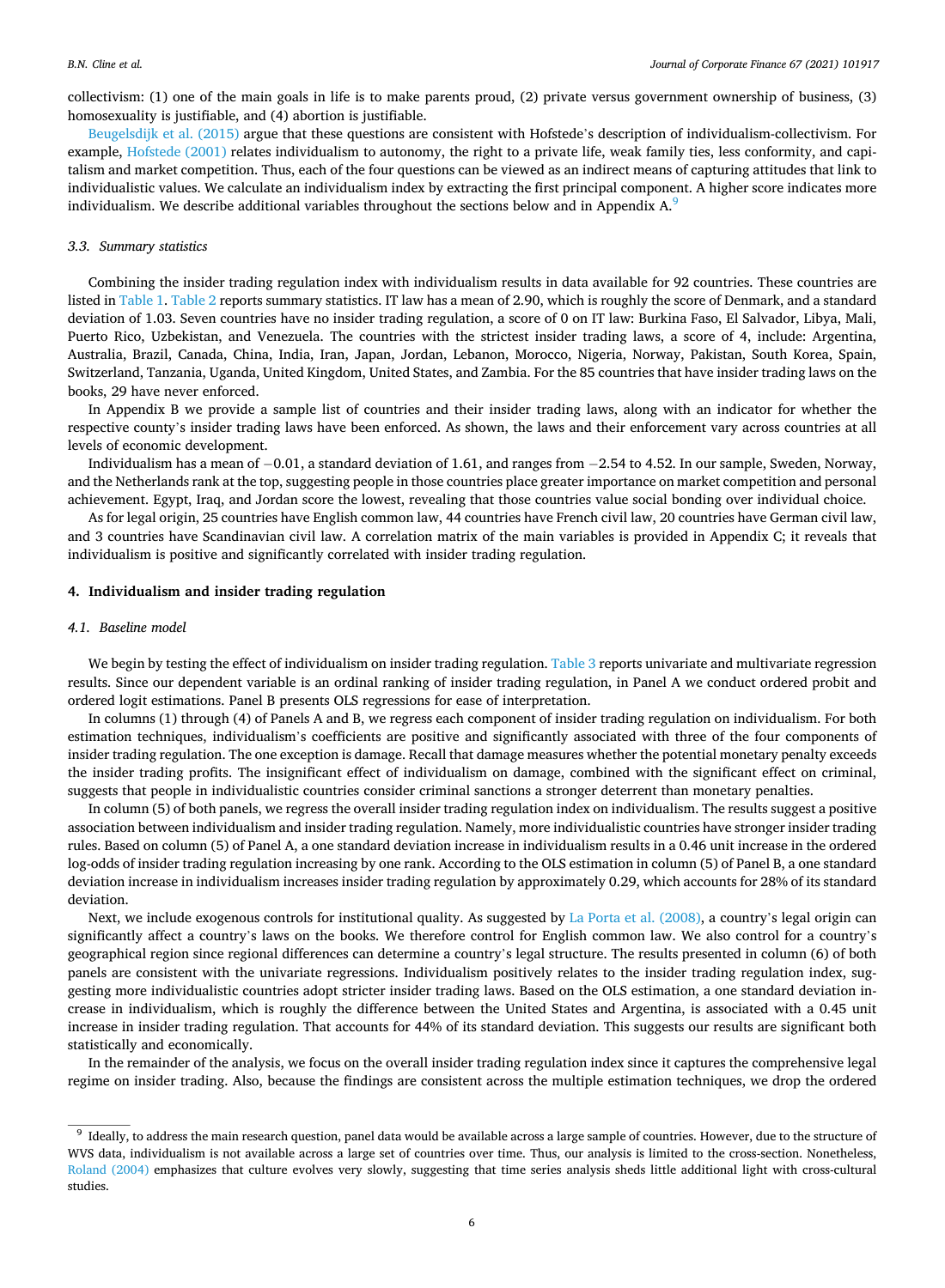collectivism: (1) one of the main goals in life is to make parents proud, (2) private versus government ownership of business, (3) homosexuality is justifiable, and (4) abortion is justifiable.

Beugelsdijk et al. (2015) argue that these questions are consistent with Hofstede's description of individualism-collectivism. For example, Hofstede (2001) relates individualism to autonomy, the right to a private life, weak family ties, less conformity, and capitalism and market competition. Thus, each of the four questions can be viewed as an indirect means of capturing attitudes that link to individualistic values. We calculate an individualism index by extracting the first principal component. A higher score indicates more individualism. We describe additional variables throughout the sections below and in Appendix A.[9]

### 3.3. Summary statistics

Combining the insider trading regulation index with individualism results in data available for 92 countries. These countries are listed in Table 1. Table 2 reports summary statistics. IT law has a mean of 2.90, which is roughly the score of Denmark, and a standard deviation of 1.03. Seven countries have no insider trading regulation, a score of 0 on IT law: Burkina Faso, El Salvador, Libya, Mali, Puerto Rico, Uzbekistan, and Venezuela. The countries with the strictest insider trading laws, a score of 4, include: Argentina, Australia, Brazil, Canada, China, India, Iran, Japan, Jordan, Lebanon, Morocco, Nigeria, Norway, Pakistan, South Korea, Spain, Switzerland, Tanzania, Uganda, United Kingdom, United States, and Zambia. For the 85 countries that have insider trading laws on the books, 29 have never enforced.

In Appendix B we provide a sample list of countries and their insider trading laws, along with an indicator for whether the respective county's insider trading laws have been enforced. As shown, the laws and their enforcement vary across countries at all levels of economic development.

Individualism has a mean of −0.01, a standard deviation of 1.61, and ranges from −2.54 to 4.52. In our sample, Sweden, Norway, and the Netherlands rank at the top, suggesting people in those countries place greater importance on market competition and personal achievement. Egypt, Iraq, and Jordan score the lowest, revealing that those countries value social bonding over individual choice.

As for legal origin, 25 countries have English common law, 44 countries have French civil law, 20 countries have German civil law, and 3 countries have Scandinavian civil law. A correlation matrix of the main variables is provided in Appendix C; it reveals that individualism is positive and significantly correlated with insider trading regulation.

## 4. Individualism and insider trading regulation

### 4.1. Baseline model

We begin by testing the effect of individualism on insider trading regulation. Table 3 reports univariate and multivariate regression results. Since our dependent variable is an ordinal ranking of insider trading regulation, in Panel A we conduct ordered probit and ordered logit estimations. Panel B presents OLS regressions for ease of interpretation.

In columns (1) through (4) of Panels A and B, we regress each component of insider trading regulation on individualism. For both estimation techniques, individualism's coefficients are positive and significantly associated with three of the four components of insider trading regulation. The one exception is damage. Recall that damage measures whether the potential monetary penalty exceeds the insider trading profits. The insignificant effect of individualism on damage, combined with the significant effect on criminal, suggests that people in individualistic countries consider criminal sanctions a stronger deterrent than monetary penalties.

In column (5) of both panels, we regress the overall insider trading regulation index on individualism. The results suggest a positive association between individualism and insider trading regulation. Namely, more individualistic countries have stronger insider trading rules. Based on column (5) of Panel A, a one standard deviation increase in individualism results in a 0.46 unit increase in the ordered log-odds of insider trading regulation increasing by one rank. According to the OLS estimation in column (5) of Panel B, a one standard deviation increase in individualism increases insider trading regulation by approximately 0.29, which accounts for 28% of its standard deviation.

Next, we include exogenous controls for institutional quality. As suggested by La Porta et al. (2008), a country's legal origin can significantly affect a country's laws on the books. We therefore control for English common law. We also control for a country's geographical region since regional differences can determine a country's legal structure. The results presented in column (6) of both panels are consistent with the univariate regressions. Individualism positively relates to the insider trading regulation index, suggesting more individualistic countries adopt stricter insider trading laws. Based on the OLS estimation, a one standard deviation increase in individualism, which is roughly the difference between the United States and Argentina, is associated with a 0.45 unit increase in insider trading regulation. That accounts for 44% of its standard deviation. This suggests our results are significant both statistically and economically.

In the remainder of the analysis, we focus on the overall insider trading regulation index since it captures the comprehensive legal regime on insider trading. Also, because the findings are consistent across the multiple estimation techniques, we drop the ordered

---

[9] Ideally, to address the main research question, panel data would be available across a large sample of countries. However, due to the structure of WVS data, individualism is not available across a large set of countries over time. Thus, our analysis is limited to the cross-section. Nonetheless, Roland (2004) emphasizes that culture evolves very slowly, suggesting that time series analysis sheds little additional light with cross-cultural studies.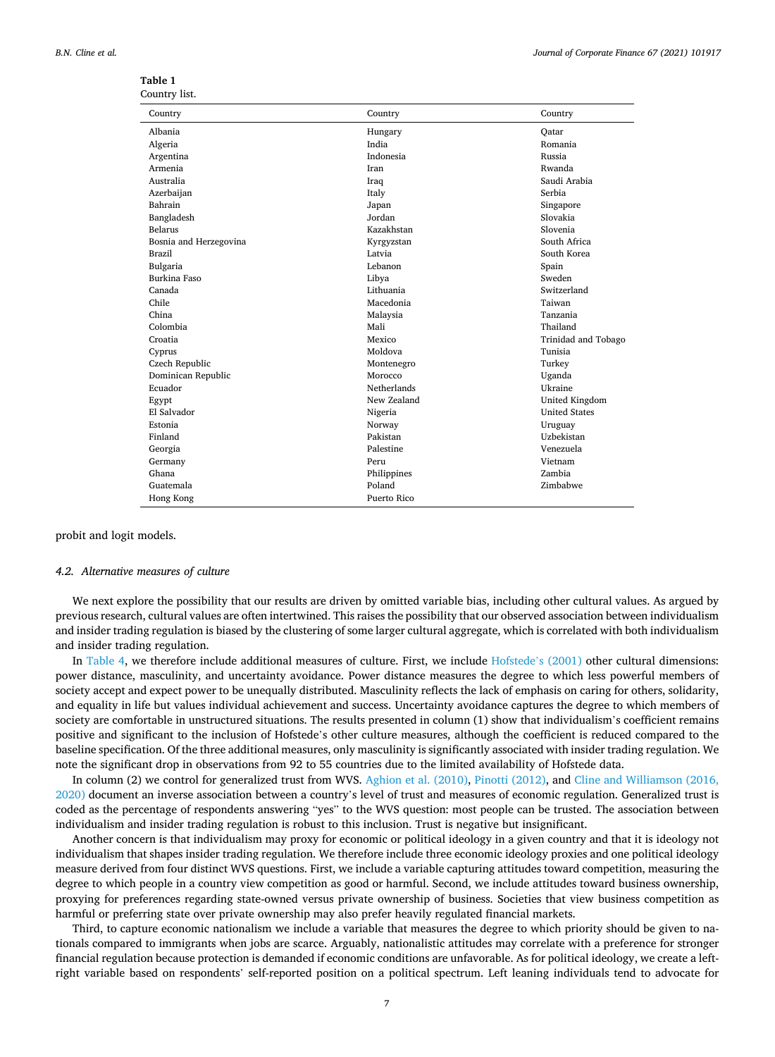**Table 1**
Country list.

| Country | Country | Country |
|---|---|---|
| Albania | Hungary | Qatar |
| Algeria | India | Romania |
| Argentina | Indonesia | Russia |
| Armenia | Iran | Rwanda |
| Australia | Iraq | Saudi Arabia |
| Azerbaijan | Italy | Serbia |
| Bahrain | Japan | Singapore |
| Bangladesh | Jordan | Slovakia |
| Belarus | Kazakhstan | Slovenia |
| Bosnia and Herzegovina | Kyrgyzstan | South Africa |
| Brazil | Latvia | South Korea |
| Bulgaria | Lebanon | Spain |
| Burkina Faso | Libya | Sweden |
| Canada | Lithuania | Switzerland |
| Chile | Macedonia | Taiwan |
| China | Malaysia | Tanzania |
| Colombia | Mali | Thailand |
| Croatia | Mexico | Trinidad and Tobago |
| Cyprus | Moldova | Tunisia |
| Czech Republic | Montenegro | Turkey |
| Dominican Republic | Morocco | Uganda |
| Ecuador | Netherlands | Ukraine |
| Egypt | New Zealand | United Kingdom |
| El Salvador | Nigeria | United States |
| Estonia | Norway | Uruguay |
| Finland | Pakistan | Uzbekistan |
| Georgia | Palestine | Venezuela |
| Germany | Peru | Vietnam |
| Ghana | Philippines | Zambia |
| Guatemala | Poland | Zimbabwe |
| Hong Kong | Puerto Rico | |

probit and logit models.

### *4.2. Alternative measures of culture*

We next explore the possibility that our results are driven by omitted variable bias, including other cultural values. As argued by previous research, cultural values are often intertwined. This raises the possibility that our observed association between individualism and insider trading regulation is biased by the clustering of some larger cultural aggregate, which is correlated with both individualism and insider trading regulation.

In Table 4, we therefore include additional measures of culture. First, we include Hofstede's (2001) other cultural dimensions: power distance, masculinity, and uncertainty avoidance. Power distance measures the degree to which less powerful members of society accept and expect power to be unequally distributed. Masculinity reflects the lack of emphasis on caring for others, solidarity, and equality in life but values individual achievement and success. Uncertainty avoidance captures the degree to which members of society are comfortable in unstructured situations. The results presented in column (1) show that individualism's coefficient remains positive and significant to the inclusion of Hofstede's other culture measures, although the coefficient is reduced compared to the baseline specification. Of the three additional measures, only masculinity is significantly associated with insider trading regulation. We note the significant drop in observations from 92 to 55 countries due to the limited availability of Hofstede data.

In column (2) we control for generalized trust from WVS. Aghion et al. (2010), Pinotti (2012), and Cline and Williamson (2016, 2020) document an inverse association between a country's level of trust and measures of economic regulation. Generalized trust is coded as the percentage of respondents answering "yes" to the WVS question: most people can be trusted. The association between individualism and insider trading regulation is robust to this inclusion. Trust is negative but insignificant.

Another concern is that individualism may proxy for economic or political ideology in a given country and that it is ideology not individualism that shapes insider trading regulation. We therefore include three economic ideology proxies and one political ideology measure derived from four distinct WVS questions. First, we include a variable capturing attitudes toward competition, measuring the degree to which people in a country view competition as good or harmful. Second, we include attitudes toward business ownership, proxying for preferences regarding state-owned versus private ownership of business. Societies that view business competition as harmful or preferring state over private ownership may also prefer heavily regulated financial markets.

Third, to capture economic nationalism we include a variable that measures the degree to which priority should be given to nationals compared to immigrants when jobs are scarce. Arguably, nationalistic attitudes may correlate with a preference for stronger financial regulation because protection is demanded if economic conditions are unfavorable. As for political ideology, we create a left-right variable based on respondents' self-reported position on a political spectrum. Left leaning individuals tend to advocate for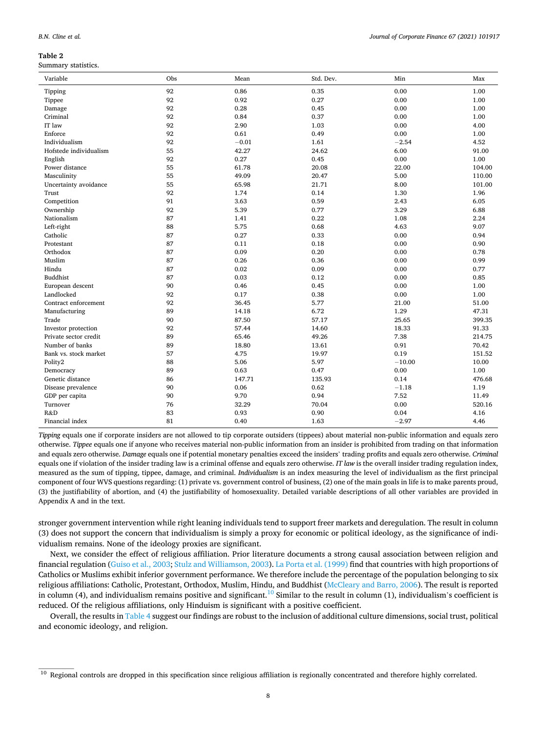**Table 2**
Summary statistics.

| Variable | Obs | Mean | Std. Dev. | Min | Max |
|---|---|---|---|---|---|
| Tipping | 92 | 0.86 | 0.35 | 0.00 | 1.00 |
| Tippee | 92 | 0.92 | 0.27 | 0.00 | 1.00 |
| Damage | 92 | 0.28 | 0.45 | 0.00 | 1.00 |
| Criminal | 92 | 0.84 | 0.37 | 0.00 | 1.00 |
| IT law | 92 | 2.90 | 1.03 | 0.00 | 4.00 |
| Enforce | 92 | 0.61 | 0.49 | 0.00 | 1.00 |
| Individualism | 92 | −0.01 | 1.61 | −2.54 | 4.52 |
| Hofstede individualism | 55 | 42.27 | 24.62 | 6.00 | 91.00 |
| English | 92 | 0.27 | 0.45 | 0.00 | 1.00 |
| Power distance | 55 | 61.78 | 20.08 | 22.00 | 104.00 |
| Masculinity | 55 | 49.09 | 20.47 | 5.00 | 110.00 |
| Uncertainty avoidance | 55 | 65.98 | 21.71 | 8.00 | 101.00 |
| Trust | 92 | 1.74 | 0.14 | 1.30 | 1.96 |
| Competition | 91 | 3.63 | 0.59 | 2.43 | 6.05 |
| Ownership | 92 | 5.39 | 0.77 | 3.29 | 6.88 |
| Nationalism | 87 | 1.41 | 0.22 | 1.08 | 2.24 |
| Left-right | 88 | 5.75 | 0.68 | 4.63 | 9.07 |
| Catholic | 87 | 0.27 | 0.33 | 0.00 | 0.94 |
| Protestant | 87 | 0.11 | 0.18 | 0.00 | 0.90 |
| Orthodox | 87 | 0.09 | 0.20 | 0.00 | 0.78 |
| Muslim | 87 | 0.26 | 0.36 | 0.00 | 0.99 |
| Hindu | 87 | 0.02 | 0.09 | 0.00 | 0.77 |
| Buddhist | 87 | 0.03 | 0.12 | 0.00 | 0.85 |
| European descent | 90 | 0.46 | 0.45 | 0.00 | 1.00 |
| Landlocked | 92 | 0.17 | 0.38 | 0.00 | 1.00 |
| Contract enforcement | 92 | 36.45 | 5.77 | 21.00 | 51.00 |
| Manufacturing | 89 | 14.18 | 6.72 | 1.29 | 47.31 |
| Trade | 90 | 87.50 | 57.17 | 25.65 | 399.35 |
| Investor protection | 92 | 57.44 | 14.60 | 18.33 | 91.33 |
| Private sector credit | 89 | 65.46 | 49.26 | 7.38 | 214.75 |
| Number of banks | 89 | 18.80 | 13.61 | 0.91 | 70.42 |
| Bank vs. stock market | 57 | 4.75 | 19.97 | 0.19 | 151.52 |
| Polity2 | 88 | 5.06 | 5.97 | −10.00 | 10.00 |
| Democracy | 89 | 0.63 | 0.47 | 0.00 | 1.00 |
| Genetic distance | 86 | 147.71 | 135.93 | 0.14 | 476.68 |
| Disease prevalence | 90 | 0.06 | 0.62 | −1.18 | 1.19 |
| GDP per capita | 90 | 9.70 | 0.94 | 7.52 | 11.49 |
| Turnover | 76 | 32.29 | 70.04 | 0.00 | 520.16 |
| R&D | 83 | 0.93 | 0.90 | 0.04 | 4.16 |
| Financial index | 81 | 0.40 | 1.63 | −2.97 | 4.46 |

*Tipping* equals one if corporate insiders are not allowed to tip corporate outsiders (tippees) about material non-public information and equals zero otherwise. *Tippee* equals one if anyone who receives material non-public information from an insider is prohibited from trading on that information and equals zero otherwise. *Damage* equals one if potential monetary penalties exceed the insiders' trading profits and equals zero otherwise. *Criminal* equals one if violation of the insider trading law is a criminal offense and equals zero otherwise. *IT law* is the overall insider trading regulation index, measured as the sum of tipping, tippee, damage, and criminal. *Individualism* is an index measuring the level of individualism as the first principal component of four WVS questions regarding: (1) private vs. government control of business, (2) one of the main goals in life is to make parents proud, (3) the justifiability of abortion, and (4) the justifiability of homosexuality. Detailed variable descriptions of all other variables are provided in Appendix A and in the text.

stronger government intervention while right leaning individuals tend to support freer markets and deregulation. The result in column (3) does not support the concern that individualism is simply a proxy for economic or political ideology, as the significance of individualism remains. None of the ideology proxies are significant.

Next, we consider the effect of religious affiliation. Prior literature documents a strong causal association between religion and financial regulation (Guiso et al., 2003; Stulz and Williamson, 2003). La Porta et al. (1999) find that countries with high proportions of Catholics or Muslims exhibit inferior government performance. We therefore include the percentage of the population belonging to six religious affiliations: Catholic, Protestant, Orthodox, Muslim, Hindu, and Buddhist (McCleary and Barro, 2006). The result is reported in column (4), and individualism remains positive and significant.[10] Similar to the result in column (1), individualism's coefficient is reduced. Of the religious affiliations, only Hinduism is significant with a positive coefficient.

Overall, the results in Table 4 suggest our findings are robust to the inclusion of additional culture dimensions, social trust, political and economic ideology, and religion.

[10] Regional controls are dropped in this specification since religious affiliation is regionally concentrated and therefore highly correlated.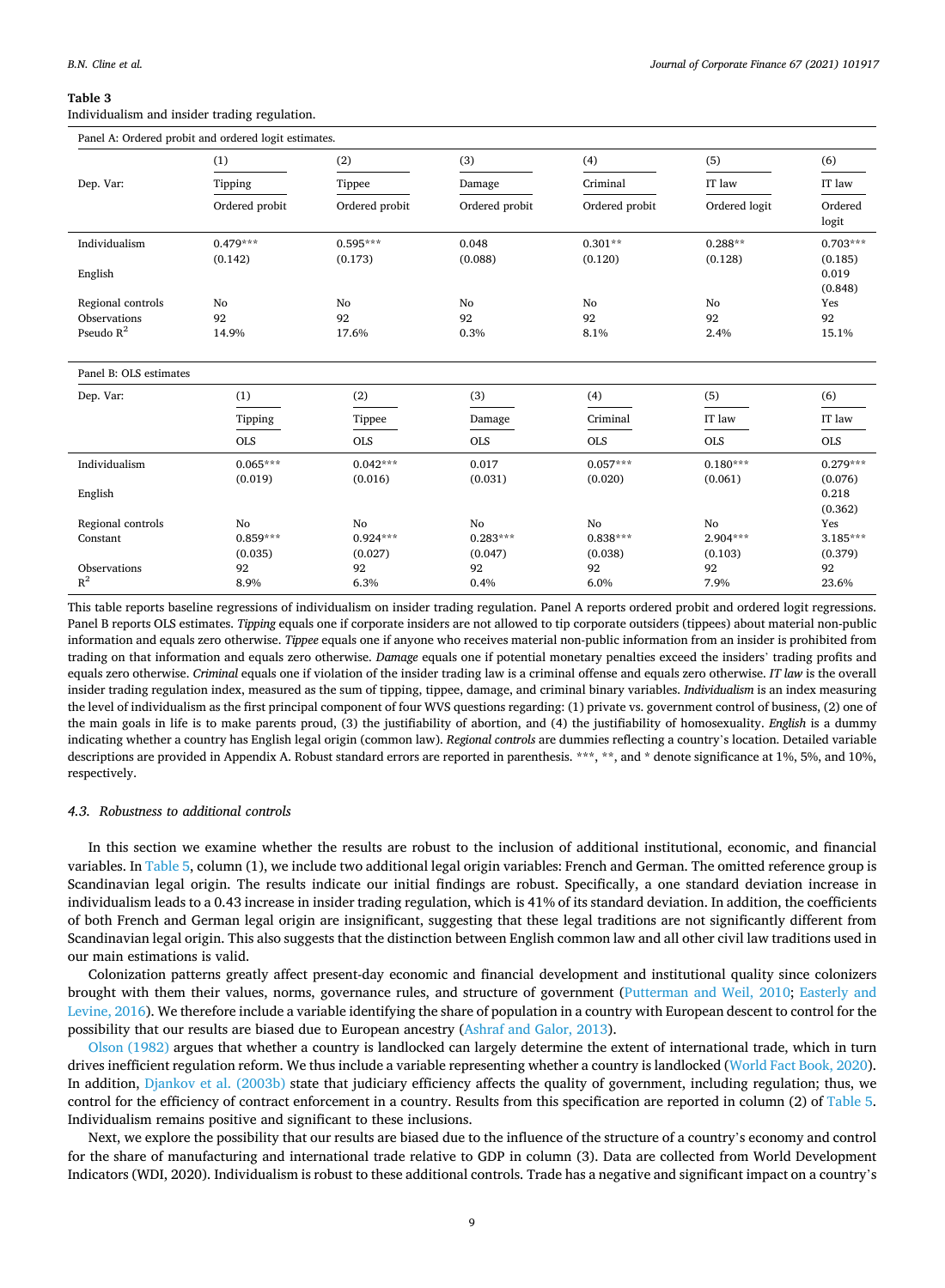**Table 3**

Individualism and insider trading regulation.

Panel A: Ordered probit and ordered logit estimates.

| | (1) | (2) | (3) | (4) | (5) | (6) |
|---|---|---|---|---|---|---|
| Dep. Var: | Tipping | Tippee | Damage | Criminal | IT law | IT law |
| | Ordered probit | Ordered probit | Ordered probit | Ordered probit | Ordered logit | Ordered logit |
| Individualism | 0.479*** | 0.595*** | 0.048 | 0.301** | 0.288** | 0.703*** |
| | (0.142) | (0.173) | (0.088) | (0.120) | (0.128) | (0.185) |
| English | | | | | | 0.019 |
| | | | | | | (0.848) |
| Regional controls | No | No | No | No | No | Yes |
| Observations | 92 | 92 | 92 | 92 | 92 | 92 |
| Pseudo $R^2$ | 14.9% | 17.6% | 0.3% | 8.1% | 2.4% | 15.1% |

Panel B: OLS estimates

| Dep. Var: | (1) | (2) | (3) | (4) | (5) | (6) |
|---|---|---|---|---|---|---|
| | Tipping | Tippee | Damage | Criminal | IT law | IT law |
| | OLS | OLS | OLS | OLS | OLS | OLS |
| Individualism | 0.065*** | 0.042*** | 0.017 | 0.057*** | 0.180*** | 0.279*** |
| | (0.019) | (0.016) | (0.031) | (0.020) | (0.061) | (0.076) |
| English | | | | | | 0.218 |
| | | | | | | (0.362) |
| Regional controls | No | No | No | No | No | Yes |
| Constant | 0.859*** | 0.924*** | 0.283*** | 0.838*** | 2.904*** | 3.185*** |
| | (0.035) | (0.027) | (0.047) | (0.038) | (0.103) | (0.379) |
| Observations | 92 | 92 | 92 | 92 | 92 | 92 |
| $R^2$ | 8.9% | 6.3% | 0.4% | 6.0% | 7.9% | 23.6% |

This table reports baseline regressions of individualism on insider trading regulation. Panel A reports ordered probit and ordered logit regressions. Panel B reports OLS estimates. *Tipping* equals one if corporate insiders are not allowed to tip corporate outsiders (tippees) about material non-public information and equals zero otherwise. *Tippee* equals one if anyone who receives material non-public information from an insider is prohibited from trading on that information and equals zero otherwise. *Damage* equals one if potential monetary penalties exceed the insiders' trading profits and equals zero otherwise. *Criminal* equals one if violation of the insider trading law is a criminal offense and equals zero otherwise. *IT law* is the overall insider trading regulation index, measured as the sum of tipping, tippee, damage, and criminal binary variables. *Individualism* is an index measuring the level of individualism as the first principal component of four WVS questions regarding: (1) private vs. government control of business, (2) one of the main goals in life is to make parents proud, (3) the justifiability of abortion, and (4) the justifiability of homosexuality. *English* is a dummy indicating whether a country has English legal origin (common law). *Regional controls* are dummies reflecting a country's location. Detailed variable descriptions are provided in Appendix A. Robust standard errors are reported in parenthesis. ***, **, and * denote significance at 1%, 5%, and 10%, respectively.

### 4.3. Robustness to additional controls

In this section we examine whether the results are robust to the inclusion of additional institutional, economic, and financial variables. In Table 5, column (1), we include two additional legal origin variables: French and German. The omitted reference group is Scandinavian legal origin. The results indicate our initial findings are robust. Specifically, a one standard deviation increase in individualism leads to a 0.43 increase in insider trading regulation, which is 41% of its standard deviation. In addition, the coefficients of both French and German legal origin are insignificant, suggesting that these legal traditions are not significantly different from Scandinavian legal origin. This also suggests that the distinction between English common law and all other civil law traditions used in our main estimations is valid.

Colonization patterns greatly affect present-day economic and financial development and institutional quality since colonizers brought with them their values, norms, governance rules, and structure of government (Putterman and Weil, 2010; Easterly and Levine, 2016). We therefore include a variable identifying the share of population in a country with European descent to control for the possibility that our results are biased due to European ancestry (Ashraf and Galor, 2013).

Olson (1982) argues that whether a country is landlocked can largely determine the extent of international trade, which in turn drives inefficient regulation reform. We thus include a variable representing whether a country is landlocked (World Fact Book, 2020). In addition, Djankov et al. (2003b) state that judiciary efficiency affects the quality of government, including regulation; thus, we control for the efficiency of contract enforcement in a country. Results from this specification are reported in column (2) of Table 5. Individualism remains positive and significant to these inclusions.

Next, we explore the possibility that our results are biased due to the influence of the structure of a country's economy and control for the share of manufacturing and international trade relative to GDP in column (3). Data are collected from World Development Indicators (WDI, 2020). Individualism is robust to these additional controls. Trade has a negative and significant impact on a country's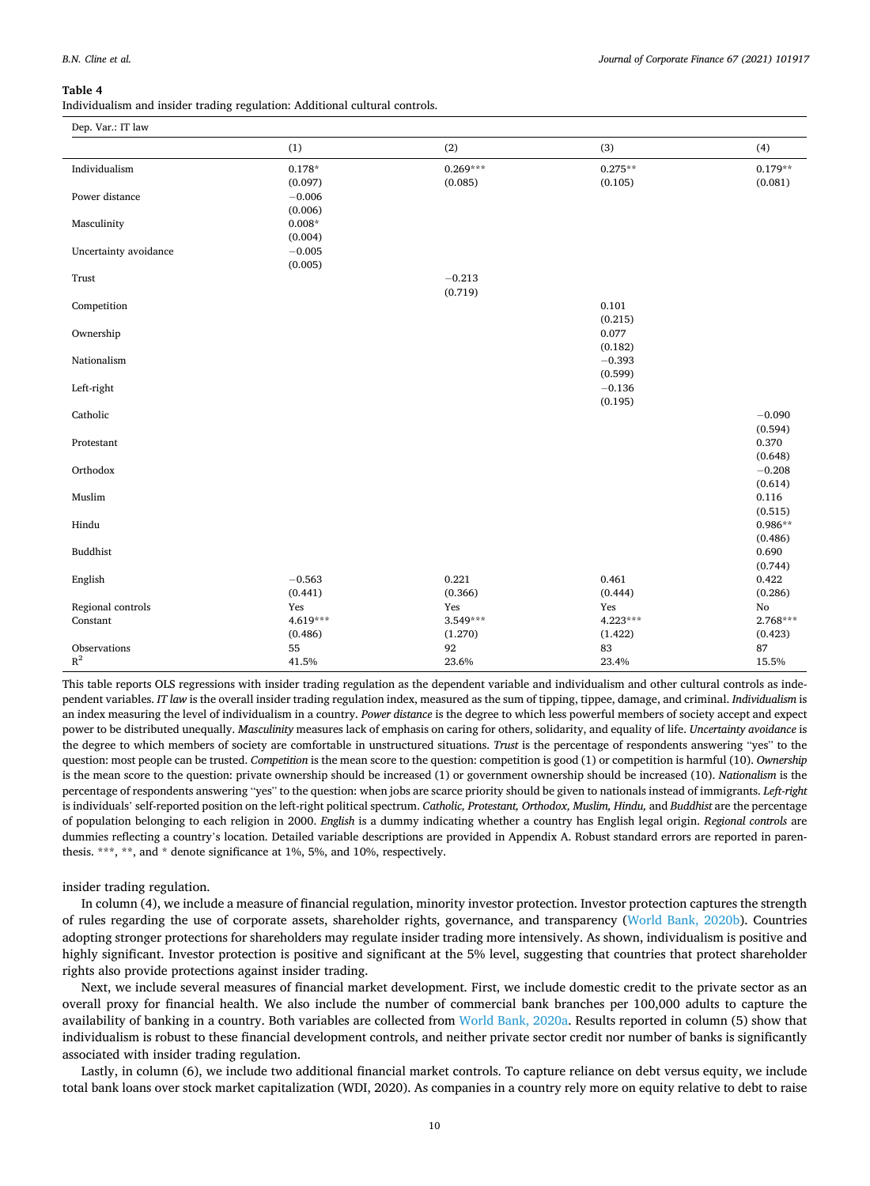**Table 4**

Individualism and insider trading regulation: Additional cultural controls.

| Dep. Var.: IT law | | | | |
|---|---|---|---|---|
| | (1) | (2) | (3) | (4) |
| Individualism | 0.178* | 0.269*** | 0.275** | 0.179** |
| | (0.097) | (0.085) | (0.105) | (0.081) |
| Power distance | −0.006 | | | |
| | (0.006) | | | |
| Masculinity | 0.008* | | | |
| | (0.004) | | | |
| Uncertainty avoidance | −0.005 | | | |
| | (0.005) | | | |
| Trust | | −0.213 | | |
| | | (0.719) | | |
| Competition | | | 0.101 | |
| | | | (0.215) | |
| Ownership | | | 0.077 | |
| | | | (0.182) | |
| Nationalism | | | −0.393 | |
| | | | (0.599) | |
| Left-right | | | −0.136 | |
| | | | (0.195) | |
| Catholic | | | | −0.090 |
| | | | | (0.594) |
| Protestant | | | | 0.370 |
| | | | | (0.648) |
| Orthodox | | | | −0.208 |
| | | | | (0.614) |
| Muslim | | | | 0.116 |
| | | | | (0.515) |
| Hindu | | | | 0.986** |
| | | | | (0.486) |
| Buddhist | | | | 0.690 |
| | | | | (0.744) |
| English | −0.563 | 0.221 | 0.461 | 0.422 |
| | (0.441) | (0.366) | (0.444) | (0.286) |
| Regional controls | Yes | Yes | Yes | No |
| Constant | 4.619*** | 3.549*** | 4.223*** | 2.768*** |
| | (0.486) | (1.270) | (1.422) | (0.423) |
| Observations | 55 | 92 | 83 | 87 |
| $R^2$ | 41.5% | 23.6% | 23.4% | 15.5% |

This table reports OLS regressions with insider trading regulation as the dependent variable and individualism and other cultural controls as independent variables. *IT law* is the overall insider trading regulation index, measured as the sum of tipping, tippee, damage, and criminal. *Individualism* is an index measuring the level of individualism in a country. *Power distance* is the degree to which less powerful members of society accept and expect power to be distributed unequally. *Masculinity* measures lack of emphasis on caring for others, solidarity, and equality of life. *Uncertainty avoidance* is the degree to which members of society are comfortable in unstructured situations. *Trust* is the percentage of respondents answering "yes" to the question: most people can be trusted. *Competition* is the mean score to the question: competition is good (1) or competition is harmful (10). *Ownership* is the mean score to the question: private ownership should be increased (1) or government ownership should be increased (10). *Nationalism* is the percentage of respondents answering "yes" to the question: when jobs are scarce priority should be given to nationals instead of immigrants. *Left-right* is individuals' self-reported position on the left-right political spectrum. *Catholic, Protestant, Orthodox, Muslim, Hindu,* and *Buddhist* are the percentage of population belonging to each religion in 2000. *English* is a dummy indicating whether a country has English legal origin. *Regional controls* are dummies reflecting a country's location. Detailed variable descriptions are provided in Appendix A. Robust standard errors are reported in parenthesis. ***, **, and * denote significance at 1%, 5%, and 10%, respectively.

insider trading regulation.

In column (4), we include a measure of financial regulation, minority investor protection. Investor protection captures the strength of rules regarding the use of corporate assets, shareholder rights, governance, and transparency (World Bank, 2020b). Countries adopting stronger protections for shareholders may regulate insider trading more intensively. As shown, individualism is positive and highly significant. Investor protection is positive and significant at the 5% level, suggesting that countries that protect shareholder rights also provide protections against insider trading.

Next, we include several measures of financial market development. First, we include domestic credit to the private sector as an overall proxy for financial health. We also include the number of commercial bank branches per 100,000 adults to capture the availability of banking in a country. Both variables are collected from World Bank, 2020a. Results reported in column (5) show that individualism is robust to these financial development controls, and neither private sector credit nor number of banks is significantly associated with insider trading regulation.

Lastly, in column (6), we include two additional financial market controls. To capture reliance on debt versus equity, we include total bank loans over stock market capitalization (WDI, 2020). As companies in a country rely more on equity relative to debt to raise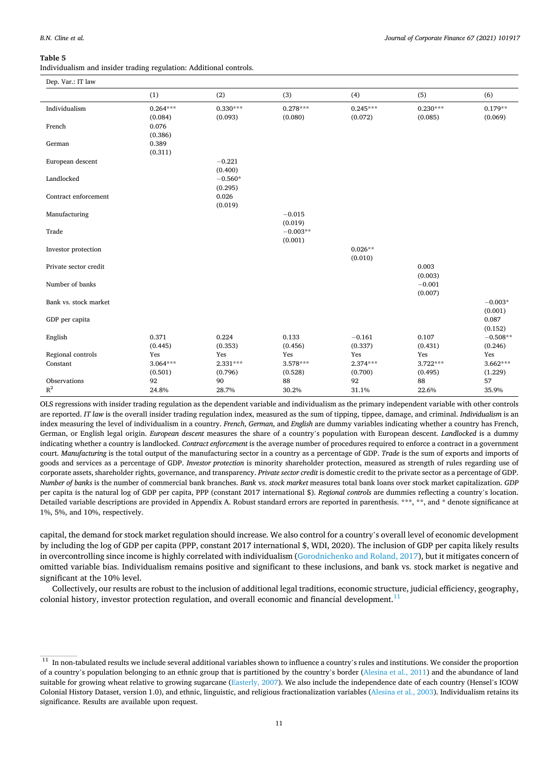**Table 5**

Individualism and insider trading regulation: Additional controls.

| Dep. Var.: IT law | | | | | | |
|---|---|---|---|---|---|---|
| | (1) | (2) | (3) | (4) | (5) | (6) |
| Individualism | 0.264*** | 0.330*** | 0.278*** | 0.245*** | 0.230*** | 0.179** |
| | (0.084) | (0.093) | (0.080) | (0.072) | (0.085) | (0.069) |
| French | 0.076 | | | | | |
| | (0.386) | | | | | |
| German | 0.389 | | | | | |
| | (0.311) | | | | | |
| European descent | | −0.221 | | | | |
| | | (0.400) | | | | |
| Landlocked | | −0.560* | | | | |
| | | (0.295) | | | | |
| Contract enforcement | | 0.026 | | | | |
| | | (0.019) | | | | |
| Manufacturing | | | −0.015 | | | |
| | | | (0.019) | | | |
| Trade | | | −0.003** | | | |
| | | | (0.001) | | | |
| Investor protection | | | | 0.026** | | |
| | | | | (0.010) | | |
| Private sector credit | | | | | 0.003 | |
| | | | | | (0.003) | |
| Number of banks | | | | | −0.001 | |
| | | | | | (0.007) | |
| Bank vs. stock market | | | | | | −0.003* |
| | | | | | | (0.001) |
| GDP per capita | | | | | | 0.087 |
| | | | | | | (0.152) |
| English | 0.371 | 0.224 | 0.133 | −0.161 | 0.107 | −0.508** |
| | (0.445) | (0.353) | (0.456) | (0.337) | (0.431) | (0.246) |
| Regional controls | Yes | Yes | Yes | Yes | Yes | Yes |
| Constant | 3.064*** | 2.331*** | 3.578*** | 2.374*** | 3.722*** | 3.662*** |
| | (0.501) | (0.796) | (0.528) | (0.700) | (0.495) | (1.229) |
| Observations | 92 | 90 | 88 | 92 | 88 | 57 |
| $R^2$ | 24.8% | 28.7% | 30.2% | 31.1% | 22.6% | 35.9% |

OLS regressions with insider trading regulation as the dependent variable and individualism as the primary independent variable with other controls are reported. *IT law* is the overall insider trading regulation index, measured as the sum of tipping, tippee, damage, and criminal. *Individualism* is an index measuring the level of individualism in a country. *French*, *German*, and *English* are dummy variables indicating whether a country has French, German, or English legal origin. *European descent* measures the share of a country's population with European descent. *Landlocked* is a dummy indicating whether a country is landlocked. *Contract enforcement* is the average number of procedures required to enforce a contract in a government court. *Manufacturing* is the total output of the manufacturing sector in a country as a percentage of GDP. *Trade* is the sum of exports and imports of goods and services as a percentage of GDP. *Investor protection* is minority shareholder protection, measured as strength of rules regarding use of corporate assets, shareholder rights, governance, and transparency. *Private sector credit* is domestic credit to the private sector as a percentage of GDP. *Number of banks* is the number of commercial bank branches. *Bank* vs. *stock market* measures total bank loans over stock market capitalization. *GDP* per capita is the natural log of GDP per capita, PPP (constant 2017 international $). *Regional controls* are dummies reflecting a country's location. Detailed variable descriptions are provided in Appendix A. Robust standard errors are reported in parenthesis. ***, **, and * denote significance at 1%, 5%, and 10%, respectively.

capital, the demand for stock market regulation should increase. We also control for a country's overall level of economic development by including the log of GDP per capita (PPP, constant 2017 international $, WDI, 2020). The inclusion of GDP per capita likely results in overcontrolling since income is highly correlated with individualism (Gorodnichenko and Roland, 2017), but it mitigates concern of omitted variable bias. Individualism remains positive and significant to these inclusions, and bank vs. stock market is negative and significant at the 10% level.

Collectively, our results are robust to the inclusion of additional legal traditions, economic structure, judicial efficiency, geography, colonial history, investor protection regulation, and overall economic and financial development.[11]

[11] In non-tabulated results we include several additional variables shown to influence a country's rules and institutions. We consider the proportion of a country's population belonging to an ethnic group that is partitioned by the country's border (Alesina et al., 2011) and the abundance of land suitable for growing wheat relative to growing sugarcane (Easterly, 2007). We also include the independence date of each country (Hensel's ICOW Colonial History Dataset, version 1.0), and ethnic, linguistic, and religious fractionalization variables (Alesina et al., 2003). Individualism retains its significance. Results are available upon request.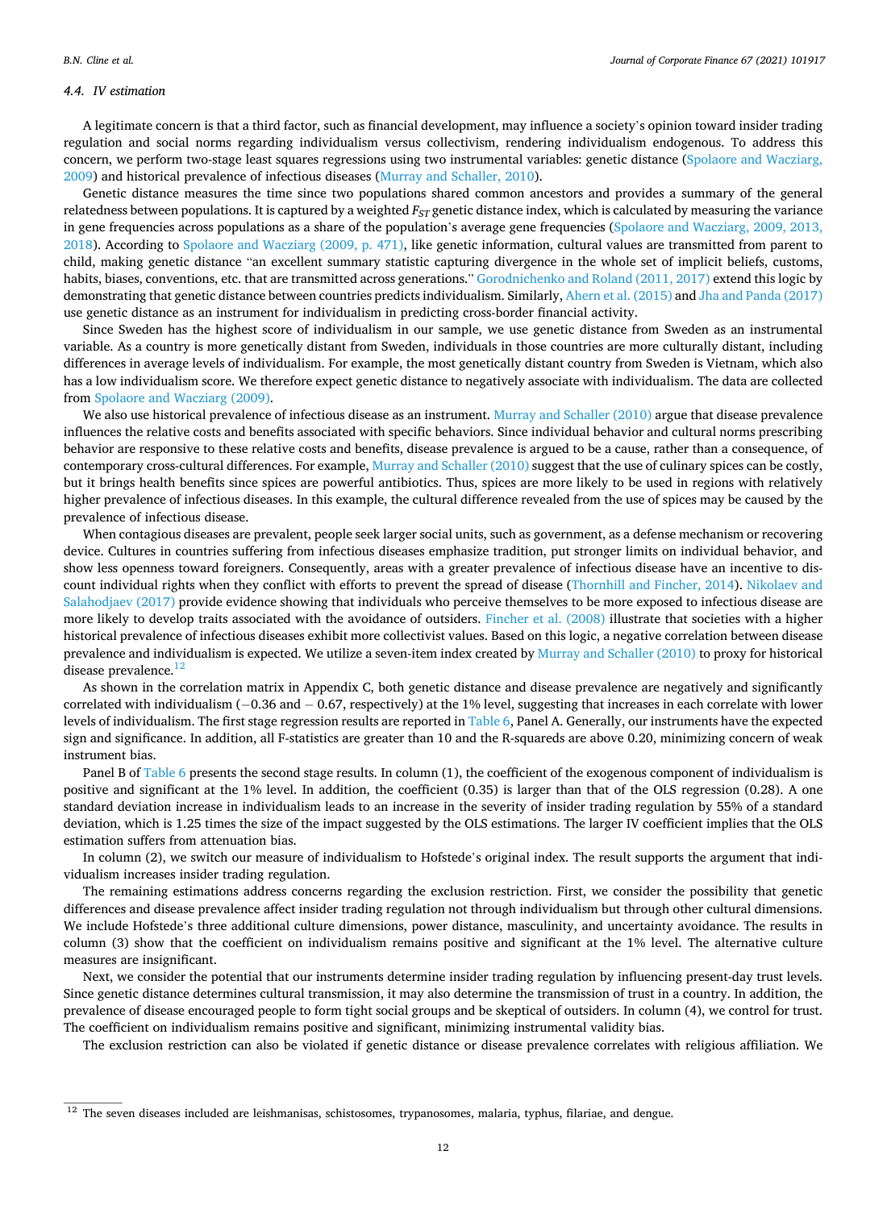### 4.4. IV estimation

A legitimate concern is that a third factor, such as financial development, may influence a society's opinion toward insider trading regulation and social norms regarding individualism versus collectivism, rendering individualism endogenous. To address this concern, we perform two-stage least squares regressions using two instrumental variables: genetic distance (Spolaore and Wacziarg, 2009) and historical prevalence of infectious diseases (Murray and Schaller, 2010).

Genetic distance measures the time since two populations shared common ancestors and provides a summary of the general relatedness between populations. It is captured by a weighted $F_{ST}$ genetic distance index, which is calculated by measuring the variance in gene frequencies across populations as a share of the population's average gene frequencies (Spolaore and Wacziarg, 2009, 2013, 2018). According to Spolaore and Wacziarg (2009, p. 471), like genetic information, cultural values are transmitted from parent to child, making genetic distance "an excellent summary statistic capturing divergence in the whole set of implicit beliefs, customs, habits, biases, conventions, etc. that are transmitted across generations." Gorodnichenko and Roland (2011, 2017) extend this logic by demonstrating that genetic distance between countries predicts individualism. Similarly, Ahern et al. (2015) and Jha and Panda (2017) use genetic distance as an instrument for individualism in predicting cross-border financial activity.

Since Sweden has the highest score of individualism in our sample, we use genetic distance from Sweden as an instrumental variable. As a country is more genetically distant from Sweden, individuals in those countries are more culturally distant, including differences in average levels of individualism. For example, the most genetically distant country from Sweden is Vietnam, which also has a low individualism score. We therefore expect genetic distance to negatively associate with individualism. The data are collected from Spolaore and Wacziarg (2009).

We also use historical prevalence of infectious disease as an instrument. Murray and Schaller (2010) argue that disease prevalence influences the relative costs and benefits associated with specific behaviors. Since individual behavior and cultural norms prescribing behavior are responsive to these relative costs and benefits, disease prevalence is argued to be a cause, rather than a consequence, of contemporary cross-cultural differences. For example, Murray and Schaller (2010) suggest that the use of culinary spices can be costly, but it brings health benefits since spices are powerful antibiotics. Thus, spices are more likely to be used in regions with relatively higher prevalence of infectious diseases. In this example, the cultural difference revealed from the use of spices may be caused by the prevalence of infectious disease.

When contagious diseases are prevalent, people seek larger social units, such as government, as a defense mechanism or recovering device. Cultures in countries suffering from infectious diseases emphasize tradition, put stronger limits on individual behavior, and show less openness toward foreigners. Consequently, areas with a greater prevalence of infectious disease have an incentive to discount individual rights when they conflict with efforts to prevent the spread of disease (Thornhill and Fincher, 2014). Nikolaev and Salahodjaev (2017) provide evidence showing that individuals who perceive themselves to be more exposed to infectious disease are more likely to develop traits associated with the avoidance of outsiders. Fincher et al. (2008) illustrate that societies with a higher historical prevalence of infectious diseases exhibit more collectivist values. Based on this logic, a negative correlation between disease prevalence and individualism is expected. We utilize a seven-item index created by Murray and Schaller (2010) to proxy for historical disease prevalence.[12]

As shown in the correlation matrix in Appendix C, both genetic distance and disease prevalence are negatively and significantly correlated with individualism (−0.36 and − 0.67, respectively) at the 1% level, suggesting that increases in each correlate with lower levels of individualism. The first stage regression results are reported in Table 6, Panel A. Generally, our instruments have the expected sign and significance. In addition, all F-statistics are greater than 10 and the R-squareds are above 0.20, minimizing concern of weak instrument bias.

Panel B of Table 6 presents the second stage results. In column (1), the coefficient of the exogenous component of individualism is positive and significant at the 1% level. In addition, the coefficient (0.35) is larger than that of the OLS regression (0.28). A one standard deviation increase in individualism leads to an increase in the severity of insider trading regulation by 55% of a standard deviation, which is 1.25 times the size of the impact suggested by the OLS estimations. The larger IV coefficient implies that the OLS estimation suffers from attenuation bias.

In column (2), we switch our measure of individualism to Hofstede's original index. The result supports the argument that individualism increases insider trading regulation.

The remaining estimations address concerns regarding the exclusion restriction. First, we consider the possibility that genetic differences and disease prevalence affect insider trading regulation not through individualism but through other cultural dimensions. We include Hofstede's three additional culture dimensions, power distance, masculinity, and uncertainty avoidance. The results in column (3) show that the coefficient on individualism remains positive and significant at the 1% level. The alternative culture measures are insignificant.

Next, we consider the potential that our instruments determine insider trading regulation by influencing present-day trust levels. Since genetic distance determines cultural transmission, it may also determine the transmission of trust in a country. In addition, the prevalence of disease encouraged people to form tight social groups and be skeptical of outsiders. In column (4), we control for trust. The coefficient on individualism remains positive and significant, minimizing instrumental validity bias.

The exclusion restriction can also be violated if genetic distance or disease prevalence correlates with religious affiliation. We

[12] The seven diseases included are leishmanisas, schistosomes, trypanosomes, malaria, typhus, filariae, and dengue.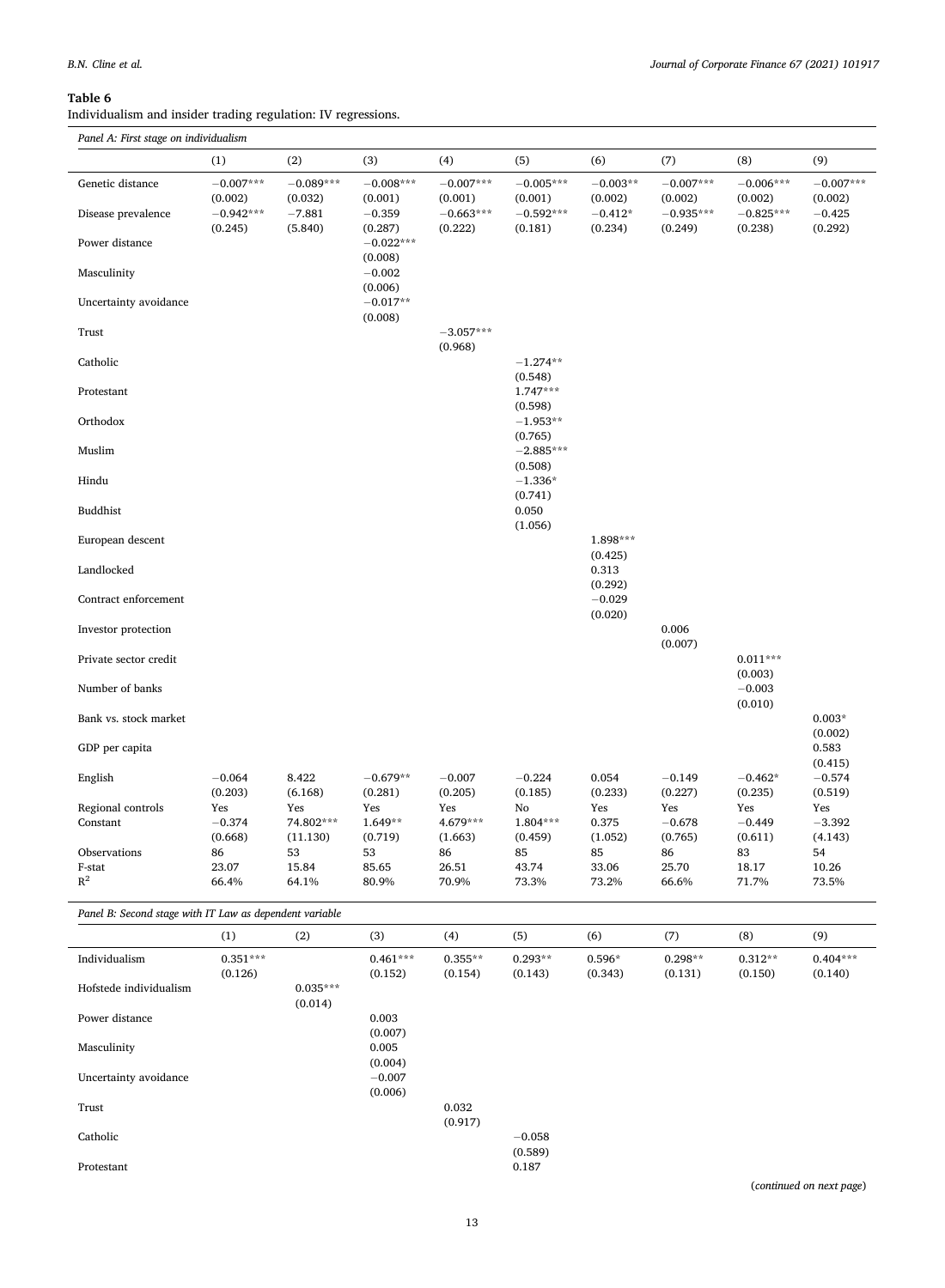**Table 6**

Individualism and insider trading regulation: IV regressions.

*Panel A: First stage on individualism*

| | (1) | (2) | (3) | (4) | (5) | (6) | (7) | (8) | (9) |
|---|---|---|---|---|---|---|---|---|---|
| Genetic distance | −0.007*** | −0.089*** | −0.008*** | −0.007*** | −0.005*** | −0.003** | −0.007*** | −0.006*** | −0.007*** |
| | (0.002) | (0.032) | (0.001) | (0.001) | (0.001) | (0.002) | (0.002) | (0.002) | (0.002) |
| Disease prevalence | −0.942*** | −7.881 | −0.359 | −0.663*** | −0.592*** | −0.412* | −0.935*** | −0.825*** | −0.425 |
| | (0.245) | (5.840) | (0.287) | (0.222) | (0.181) | (0.234) | (0.249) | (0.238) | (0.292) |
| Power distance | | | −0.022*** | | | | | | |
| | | | (0.008) | | | | | | |
| Masculinity | | | −0.002 | | | | | | |
| | | | (0.006) | | | | | | |
| Uncertainty avoidance | | | −0.017** | | | | | | |
| | | | (0.008) | | | | | | |
| Trust | | | | −3.057*** | | | | | |
| | | | | (0.968) | | | | | |
| Catholic | | | | | −1.274** | | | | |
| | | | | | (0.548) | | | | |
| Protestant | | | | | 1.747*** | | | | |
| | | | | | (0.598) | | | | |
| Orthodox | | | | | −1.953** | | | | |
| | | | | | (0.765) | | | | |
| Muslim | | | | | −2.885*** | | | | |
| | | | | | (0.508) | | | | |
| Hindu | | | | | −1.336* | | | | |
| | | | | | (0.741) | | | | |
| Buddhist | | | | | 0.050 | | | | |
| | | | | | (1.056) | | | | |
| European descent | | | | | | 1.898*** | | | |
| | | | | | | (0.425) | | | |
| Landlocked | | | | | | 0.313 | | | |
| | | | | | | (0.292) | | | |
| Contract enforcement | | | | | | −0.029 | | | |
| | | | | | | (0.020) | | | |
| Investor protection | | | | | | | 0.006 | | |
| | | | | | | | (0.007) | | |
| Private sector credit | | | | | | | | 0.011*** | |
| | | | | | | | | (0.003) | |
| Number of banks | | | | | | | | −0.003 | |
| | | | | | | | | (0.010) | |
| Bank vs. stock market | | | | | | | | | 0.003* |
| | | | | | | | | | (0.002) |
| GDP per capita | | | | | | | | | 0.583 |
| | | | | | | | | | (0.415) |
| English | −0.064 | 8.422 | −0.679** | −0.007 | −0.224 | 0.054 | −0.149 | −0.462* | −0.574 |
| | (0.203) | (6.168) | (0.281) | (0.205) | (0.185) | (0.233) | (0.227) | (0.235) | (0.519) |
| Regional controls | Yes | Yes | Yes | Yes | No | Yes | Yes | Yes | Yes |
| Constant | −0.374 | 74.802*** | 1.649** | 4.679*** | 1.804*** | 0.375 | −0.678 | −0.449 | −3.392 |
| | (0.668) | (11.130) | (0.719) | (1.663) | (0.459) | (1.052) | (0.765) | (0.611) | (4.143) |
| Observations | 86 | 53 | 53 | 86 | 85 | 85 | 86 | 83 | 54 |
| F-stat | 23.07 | 15.84 | 85.65 | 26.51 | 43.74 | 33.06 | 25.70 | 18.17 | 10.26 |
| $R^2$ | 66.4% | 64.1% | 80.9% | 70.9% | 73.3% | 73.2% | 66.6% | 71.7% | 73.5% |

*Panel B: Second stage with IT Law as dependent variable*

| | (1) | (2) | (3) | (4) | (5) | (6) | (7) | (8) | (9) |
|---|---|---|---|---|---|---|---|---|---|
| Individualism | 0.351*** | | 0.461*** | 0.355** | 0.293** | 0.596* | 0.298** | 0.312** | 0.404*** |
| | (0.126) | | (0.152) | (0.154) | (0.143) | (0.343) | (0.131) | (0.150) | (0.140) |
| Hofstede individualism | | 0.035*** | | | | | | | |
| | | (0.014) | | | | | | | |
| Power distance | | | 0.003 | | | | | | |
| | | | (0.007) | | | | | | |
| Masculinity | | | 0.005 | | | | | | |
| | | | (0.004) | | | | | | |
| Uncertainty avoidance | | | −0.007 | | | | | | |
| | | | (0.006) | | | | | | |
| Trust | | | | 0.032 | | | | | |
| | | | | (0.917) | | | | | |
| Catholic | | | | | −0.058 | | | | |
| | | | | | (0.589) | | | | |
| Protestant | | | | | 0.187 | | | | |

(*continued on next page*)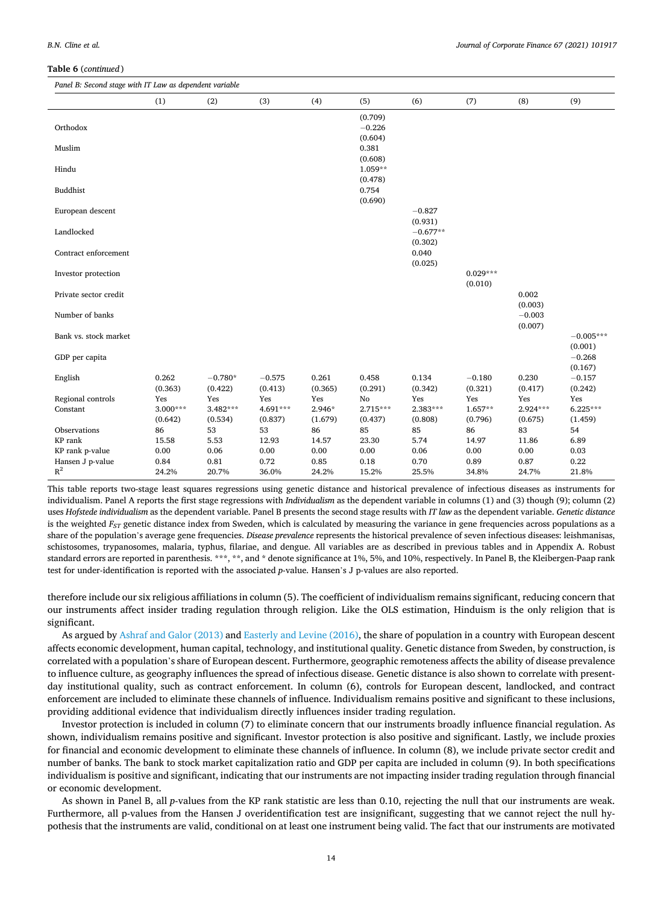**Table 6** (*continued*)

| *Panel B: Second stage with IT Law as dependent variable* | | | | | | | | | |
|---|---|---|---|---|---|---|---|---|---|
| | (1) | (2) | (3) | (4) | (5) | (6) | (7) | (8) | (9) |
| | | | | | (0.709) | | | | |
| Orthodox | | | | | −0.226 | | | | |
| | | | | | (0.604) | | | | |
| Muslim | | | | | 0.381 | | | | |
| | | | | | (0.608) | | | | |
| Hindu | | | | | 1.059** | | | | |
| | | | | | (0.478) | | | | |
| Buddhist | | | | | 0.754 | | | | |
| | | | | | (0.690) | | | | |
| European descent | | | | | | −0.827 | | | |
| | | | | | | (0.931) | | | |
| Landlocked | | | | | | −0.677** | | | |
| | | | | | | (0.302) | | | |
| Contract enforcement | | | | | | 0.040 | | | |
| | | | | | | (0.025) | | | |
| Investor protection | | | | | | | 0.029*** | | |
| | | | | | | | (0.010) | | |
| Private sector credit | | | | | | | | 0.002 | |
| | | | | | | | | (0.003) | |
| Number of banks | | | | | | | | −0.003 | |
| | | | | | | | | (0.007) | |
| Bank vs. stock market | | | | | | | | | −0.005*** |
| | | | | | | | | | (0.001) |
| GDP per capita | | | | | | | | | −0.268 |
| | | | | | | | | | (0.167) |
| English | 0.262 | −0.780* | −0.575 | 0.261 | 0.458 | 0.134 | −0.180 | 0.230 | −0.157 |
| | (0.363) | (0.422) | (0.413) | (0.365) | (0.291) | (0.342) | (0.321) | (0.417) | (0.242) |
| Regional controls | Yes | Yes | Yes | Yes | No | Yes | Yes | Yes | Yes |
| Constant | 3.000*** | 3.482*** | 4.691*** | 2.946* | 2.715*** | 2.383*** | 1.657** | 2.924*** | 6.225*** |
| | (0.642) | (0.534) | (0.837) | (1.679) | (0.437) | (0.808) | (0.796) | (0.675) | (1.459) |
| Observations | 86 | 53 | 53 | 86 | 85 | 85 | 86 | 83 | 54 |
| KP rank | 15.58 | 5.53 | 12.93 | 14.57 | 23.30 | 5.74 | 14.97 | 11.86 | 6.89 |
| KP rank p-value | 0.00 | 0.06 | 0.00 | 0.00 | 0.00 | 0.06 | 0.00 | 0.00 | 0.03 |
| Hansen J p-value | 0.84 | 0.81 | 0.72 | 0.85 | 0.18 | 0.70 | 0.89 | 0.87 | 0.22 |
| $R^2$ | 24.2% | 20.7% | 36.0% | 24.2% | 15.2% | 25.5% | 34.8% | 24.7% | 21.8% |

This table reports two-stage least squares regressions using genetic distance and historical prevalence of infectious diseases as instruments for individualism. Panel A reports the first stage regressions with *Individualism* as the dependent variable in columns (1) and (3) though (9); column (2) uses *Hofstede individualism* as the dependent variable. Panel B presents the second stage results with *IT law* as the dependent variable. *Genetic distance* is the weighted $F_{ST}$ genetic distance index from Sweden, which is calculated by measuring the variance in gene frequencies across populations as a share of the population's average gene frequencies. *Disease prevalence* represents the historical prevalence of seven infectious diseases: leishmanisas, schistosomes, trypanosomes, malaria, typhus, filariae, and dengue. All variables are as described in previous tables and in Appendix A. Robust standard errors are reported in parenthesis. ***, **, and * denote significance at 1%, 5%, and 10%, respectively. In Panel B, the Kleibergen-Paap rank test for under-identification is reported with the associated *p*-value. Hansen's J p-values are also reported.

therefore include our six religious affiliations in column (5). The coefficient of individualism remains significant, reducing concern that our instruments affect insider trading regulation through religion. Like the OLS estimation, Hinduism is the only religion that is significant.

As argued by Ashraf and Galor (2013) and Easterly and Levine (2016), the share of population in a country with European descent affects economic development, human capital, technology, and institutional quality. Genetic distance from Sweden, by construction, is correlated with a population's share of European descent. Furthermore, geographic remoteness affects the ability of disease prevalence to influence culture, as geography influences the spread of infectious disease. Genetic distance is also shown to correlate with present-day institutional quality, such as contract enforcement. In column (6), controls for European descent, landlocked, and contract enforcement are included to eliminate these channels of influence. Individualism remains positive and significant to these inclusions, providing additional evidence that individualism directly influences insider trading regulation.

Investor protection is included in column (7) to eliminate concern that our instruments broadly influence financial regulation. As shown, individualism remains positive and significant. Investor protection is also positive and significant. Lastly, we include proxies for financial and economic development to eliminate these channels of influence. In column (8), we include private sector credit and number of banks. The bank to stock market capitalization ratio and GDP per capita are included in column (9). In both specifications individualism is positive and significant, indicating that our instruments are not impacting insider trading regulation through financial or economic development.

As shown in Panel B, all *p*-values from the KP rank statistic are less than 0.10, rejecting the null that our instruments are weak. Furthermore, all p-values from the Hansen J overidentification test are insignificant, suggesting that we cannot reject the null hypothesis that the instruments are valid, conditional on at least one instrument being valid. The fact that our instruments are motivated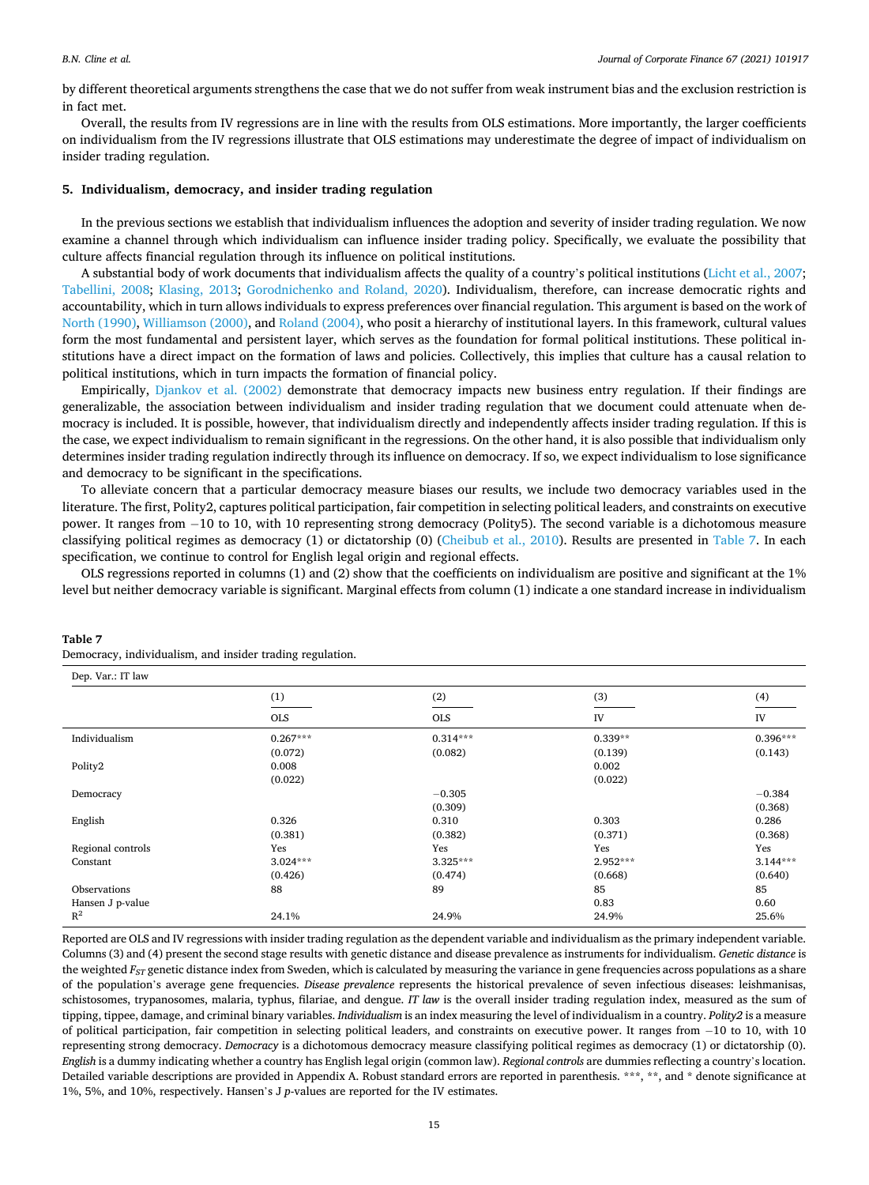by different theoretical arguments strengthens the case that we do not suffer from weak instrument bias and the exclusion restriction is in fact met.

Overall, the results from IV regressions are in line with the results from OLS estimations. More importantly, the larger coefficients on individualism from the IV regressions illustrate that OLS estimations may underestimate the degree of impact of individualism on insider trading regulation.

## 5. Individualism, democracy, and insider trading regulation

In the previous sections we establish that individualism influences the adoption and severity of insider trading regulation. We now examine a channel through which individualism can influence insider trading policy. Specifically, we evaluate the possibility that culture affects financial regulation through its influence on political institutions.

A substantial body of work documents that individualism affects the quality of a country's political institutions (Licht et al., 2007; Tabellini, 2008; Klasing, 2013; Gorodnichenko and Roland, 2020). Individualism, therefore, can increase democratic rights and accountability, which in turn allows individuals to express preferences over financial regulation. This argument is based on the work of North (1990), Williamson (2000), and Roland (2004), who posit a hierarchy of institutional layers. In this framework, cultural values form the most fundamental and persistent layer, which serves as the foundation for formal political institutions. These political institutions have a direct impact on the formation of laws and policies. Collectively, this implies that culture has a causal relation to political institutions, which in turn impacts the formation of financial policy.

Empirically, Djankov et al. (2002) demonstrate that democracy impacts new business entry regulation. If their findings are generalizable, the association between individualism and insider trading regulation that we document could attenuate when democracy is included. It is possible, however, that individualism directly and independently affects insider trading regulation. If this is the case, we expect individualism to remain significant in the regressions. On the other hand, it is also possible that individualism only determines insider trading regulation indirectly through its influence on democracy. If so, we expect individualism to lose significance and democracy to be significant in the specifications.

To alleviate concern that a particular democracy measure biases our results, we include two democracy variables used in the literature. The first, Polity2, captures political participation, fair competition in selecting political leaders, and constraints on executive power. It ranges from −10 to 10, with 10 representing strong democracy (Polity5). The second variable is a dichotomous measure classifying political regimes as democracy (1) or dictatorship (0) (Cheibub et al., 2010). Results are presented in Table 7. In each specification, we continue to control for English legal origin and regional effects.

OLS regressions reported in columns (1) and (2) show that the coefficients on individualism are positive and significant at the 1% level but neither democracy variable is significant. Marginal effects from column (1) indicate a one standard increase in individualism

**Table 7**
Democracy, individualism, and insider trading regulation.

| Dep. Var.: IT law | (1) | (2) | (3) | (4) |
|---|---|---|---|---|
| | OLS | OLS | IV | IV |
| Individualism | 0.267*** | 0.314*** | 0.339** | 0.396*** |
| | (0.072) | (0.082) | (0.139) | (0.143) |
| Polity2 | 0.008 | | 0.002 | |
| | (0.022) | | (0.022) | |
| Democracy | | −0.305 | | −0.384 |
| | | (0.309) | | (0.368) |
| English | 0.326 | 0.310 | 0.303 | 0.286 |
| | (0.381) | (0.382) | (0.371) | (0.368) |
| Regional controls | Yes | Yes | Yes | Yes |
| Constant | 3.024*** | 3.325*** | 2.952*** | 3.144*** |
| | (0.426) | (0.474) | (0.668) | (0.640) |
| Observations | 88 | 89 | 85 | 85 |
| Hansen J p-value | | | 0.83 | 0.60 |
| $R^2$ | 24.1% | 24.9% | 24.9% | 25.6% |

Reported are OLS and IV regressions with insider trading regulation as the dependent variable and individualism as the primary independent variable. Columns (3) and (4) present the second stage results with genetic distance and disease prevalence as instruments for individualism. *Genetic distance* is the weighted $F_{ST}$ genetic distance index from Sweden, which is calculated by measuring the variance in gene frequencies across populations as a share of the population's average gene frequencies. *Disease prevalence* represents the historical prevalence of seven infectious diseases: leishmanisas, schistosomes, trypanosomes, malaria, typhus, filariae, and dengue. *IT law* is the overall insider trading regulation index, measured as the sum of tipping, tippee, damage, and criminal binary variables. *Individualism* is an index measuring the level of individualism in a country. *Polity2* is a measure of political participation, fair competition in selecting political leaders, and constraints on executive power. It ranges from −10 to 10, with 10 representing strong democracy. *Democracy* is a dichotomous democracy measure classifying political regimes as democracy (1) or dictatorship (0). *English* is a dummy indicating whether a country has English legal origin (common law). *Regional controls* are dummies reflecting a country's location. Detailed variable descriptions are provided in Appendix A. Robust standard errors are reported in parenthesis. ***, **, and * denote significance at 1%, 5%, and 10%, respectively. Hansen's J *p*-values are reported for the IV estimates.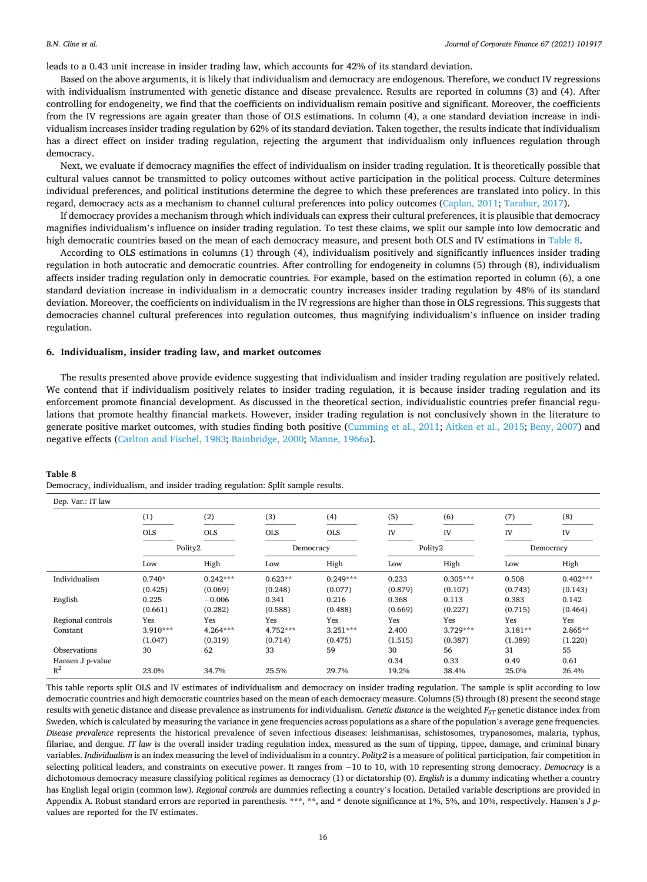leads to a 0.43 unit increase in insider trading law, which accounts for 42% of its standard deviation.

Based on the above arguments, it is likely that individualism and democracy are endogenous. Therefore, we conduct IV regressions with individualism instrumented with genetic distance and disease prevalence. Results are reported in columns (3) and (4). After controlling for endogeneity, we find that the coefficients on individualism remain positive and significant. Moreover, the coefficients from the IV regressions are again greater than those of OLS estimations. In column (4), a one standard deviation increase in individualism increases insider trading regulation by 62% of its standard deviation. Taken together, the results indicate that individualism has a direct effect on insider trading regulation, rejecting the argument that individualism only influences regulation through democracy.

Next, we evaluate if democracy magnifies the effect of individualism on insider trading regulation. It is theoretically possible that cultural values cannot be transmitted to policy outcomes without active participation in the political process. Culture determines individual preferences, and political institutions determine the degree to which these preferences are translated into policy. In this regard, democracy acts as a mechanism to channel cultural preferences into policy outcomes (Caplan, 2011; Tarabar, 2017).

If democracy provides a mechanism through which individuals can express their cultural preferences, it is plausible that democracy magnifies individualism's influence on insider trading regulation. To test these claims, we split our sample into low democratic and high democratic countries based on the mean of each democracy measure, and present both OLS and IV estimations in Table 8.

According to OLS estimations in columns (1) through (4), individualism positively and significantly influences insider trading regulation in both autocratic and democratic countries. After controlling for endogeneity in columns (5) through (8), individualism affects insider trading regulation only in democratic countries. For example, based on the estimation reported in column (6), a one standard deviation increase in individualism in a democratic country increases insider trading regulation by 48% of its standard deviation. Moreover, the coefficients on individualism in the IV regressions are higher than those in OLS regressions. This suggests that democracies channel cultural preferences into regulation outcomes, thus magnifying individualism's influence on insider trading regulation.

## 6. Individualism, insider trading law, and market outcomes

The results presented above provide evidence suggesting that individualism and insider trading regulation are positively related. We contend that if individualism positively relates to insider trading regulation, it is because insider trading regulation and its enforcement promote financial development. As discussed in the theoretical section, individualistic countries prefer financial regulations that promote healthy financial markets. However, insider trading regulation is not conclusively shown in the literature to generate positive market outcomes, with studies finding both positive (Cumming et al., 2011; Aitken et al., 2015; Beny, 2007) and negative effects (Carlton and Fischel, 1983; Bainbridge, 2000; Manne, 1966a).

**Table 8**
Democracy, individualism, and insider trading regulation: Split sample results.

| Dep. Var.: IT law | (1) | (2) | (3) | (4) | (5) | (6) | (7) | (8) |
|---|---|---|---|---|---|---|---|---|
| | OLS | OLS | OLS | OLS | IV | IV | IV | IV |
| | Polity2 | | Democracy | | Polity2 | | Democracy | |
| | Low | High | Low | High | Low | High | Low | High |
| Individualism | 0.740* | 0.242*** | 0.623** | 0.249*** | 0.233 | 0.305*** | 0.508 | 0.402*** |
| | (0.425) | (0.069) | (0.248) | (0.077) | (0.879) | (0.107) | (0.743) | (0.143) |
| English | 0.225 | −0.006 | 0.341 | 0.216 | 0.368 | 0.113 | 0.383 | 0.142 |
| | (0.661) | (0.282) | (0.588) | (0.488) | (0.669) | (0.227) | (0.715) | (0.464) |
| Regional controls | Yes | Yes | Yes | Yes | Yes | Yes | Yes | Yes |
| Constant | 3.910*** | 4.264*** | 4.752*** | 3.251*** | 2.400 | 3.729*** | 3.181** | 2.865** |
| | (1.047) | (0.319) | (0.714) | (0.475) | (1.515) | (0.387) | (1.389) | (1.220) |
| Observations | 30 | 62 | 33 | 59 | 30 | 56 | 31 | 55 |
| Hansen J p-value | | | | | 0.34 | 0.33 | 0.49 | 0.61 |
| $R^2$ | 23.0% | 34.7% | 25.5% | 29.7% | 19.2% | 38.4% | 25.0% | 26.4% |

This table reports split OLS and IV estimates of individualism and democracy on insider trading regulation. The sample is split according to low democratic countries and high democratic countries based on the mean of each democracy measure. Columns (5) through (8) present the second stage results with genetic distance and disease prevalence as instruments for individualism. *Genetic distance* is the weighted $F_{ST}$ genetic distance index from Sweden, which is calculated by measuring the variance in gene frequencies across populations as a share of the population's average gene frequencies. *Disease prevalence* represents the historical prevalence of seven infectious diseases: leishmanisas, schistosomes, trypanosomes, malaria, typhus, filariae, and dengue. *IT law* is the overall insider trading regulation index, measured as the sum of tipping, tippee, damage, and criminal binary variables. *Individualism* is an index measuring the level of individualism in a country. *Polity2* is a measure of political participation, fair competition in selecting political leaders, and constraints on executive power. It ranges from −10 to 10, with 10 representing strong democracy. *Democracy* is a dichotomous democracy measure classifying political regimes as democracy (1) or dictatorship (0). *English* is a dummy indicating whether a country has English legal origin (common law). *Regional controls* are dummies reflecting a country's location. Detailed variable descriptions are provided in Appendix A. Robust standard errors are reported in parenthesis. ***, **, and * denote significance at 1%, 5%, and 10%, respectively. Hansen's J *p*-values are reported for the IV estimates.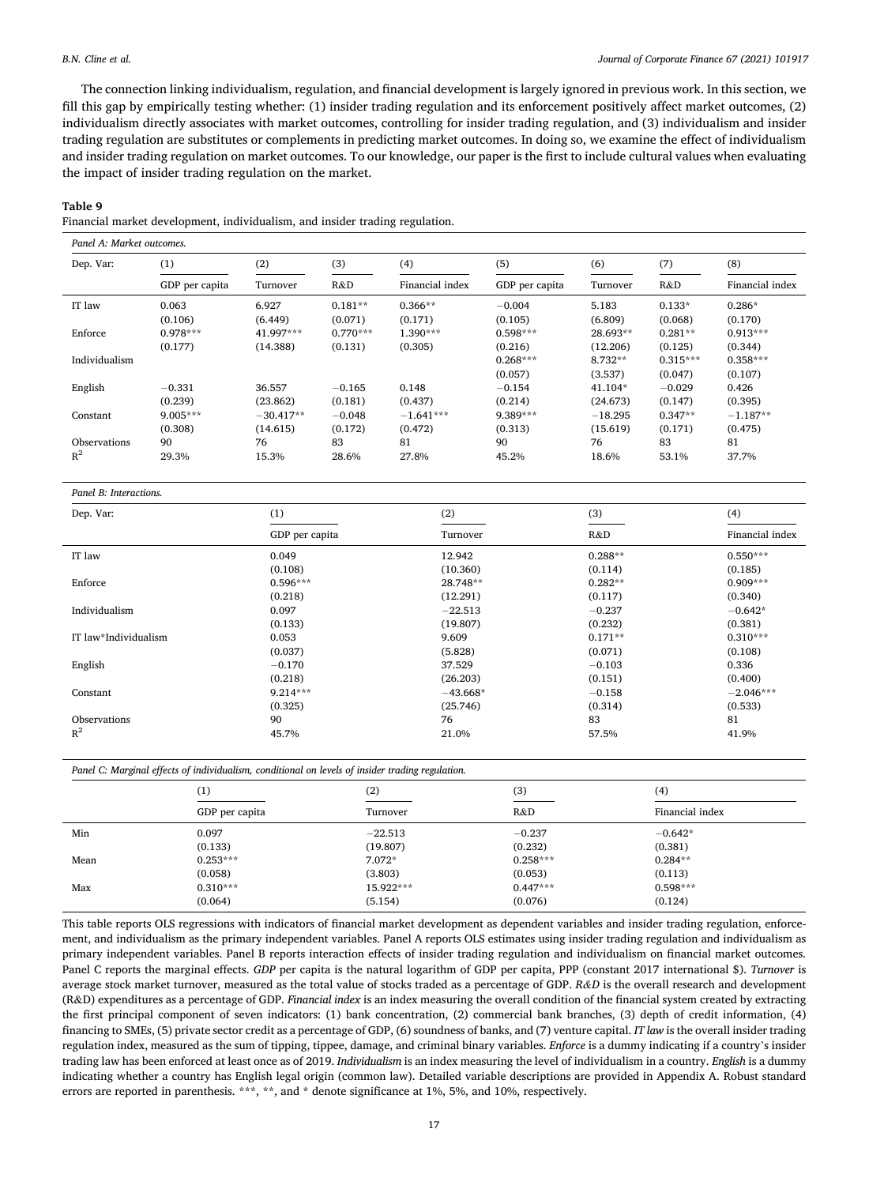The connection linking individualism, regulation, and financial development is largely ignored in previous work. In this section, we fill this gap by empirically testing whether: (1) insider trading regulation and its enforcement positively affect market outcomes, (2) individualism directly associates with market outcomes, controlling for insider trading regulation, and (3) individualism and insider trading regulation are substitutes or complements in predicting market outcomes. In doing so, we examine the effect of individualism and insider trading regulation on market outcomes. To our knowledge, our paper is the first to include cultural values when evaluating the impact of insider trading regulation on the market.

**Table 9**

Financial market development, individualism, and insider trading regulation.

*Panel A: Market outcomes.*

| Dep. Var: | (1) | (2) | (3) | (4) | (5) | (6) | (7) | (8) |
|---|---|---|---|---|---|---|---|---|
| | GDP per capita | Turnover | R&D | Financial index | GDP per capita | Turnover | R&D | Financial index |
| IT law | 0.063 | 6.927 | 0.181** | 0.366** | −0.004 | 5.183 | 0.133* | 0.286* |
| | (0.106) | (6.449) | (0.071) | (0.171) | (0.105) | (6.809) | (0.068) | (0.170) |
| Enforce | 0.978*** | 41.997*** | 0.770*** | 1.390*** | 0.598*** | 28.693** | 0.281** | 0.913*** |
| | (0.177) | (14.388) | (0.131) | (0.305) | (0.216) | (12.206) | (0.125) | (0.344) |
| Individualism | | | | | 0.268*** | 8.732** | 0.315*** | 0.358*** |
| | | | | | (0.057) | (3.537) | (0.047) | (0.107) |
| English | −0.331 | 36.557 | −0.165 | 0.148 | −0.154 | 41.104* | −0.029 | 0.426 |
| | (0.239) | (23.862) | (0.181) | (0.437) | (0.214) | (24.673) | (0.147) | (0.395) |
| Constant | 9.005*** | −30.417** | −0.048 | −1.641*** | 9.389*** | −18.295 | 0.347** | −1.187** |
| | (0.308) | (14.615) | (0.172) | (0.472) | (0.313) | (15.619) | (0.171) | (0.475) |
| Observations | 90 | 76 | 83 | 81 | 90 | 76 | 83 | 81 |
| $R^2$ | 29.3% | 15.3% | 28.6% | 27.8% | 45.2% | 18.6% | 53.1% | 37.7% |

*Panel B: Interactions.*

| Dep. Var: | (1) | (2) | (3) | (4) |
|---|---|---|---|---|
| | GDP per capita | Turnover | R&D | Financial index |
| IT law | 0.049 | 12.942 | 0.288** | 0.550*** |
| | (0.108) | (10.360) | (0.114) | (0.185) |
| Enforce | 0.596*** | 28.748** | 0.282** | 0.909*** |
| | (0.218) | (12.291) | (0.117) | (0.340) |
| Individualism | 0.097 | −22.513 | −0.237 | −0.642* |
| | (0.133) | (19.807) | (0.232) | (0.381) |
| IT law*Individualism | 0.053 | 9.609 | 0.171** | 0.310*** |
| | (0.037) | (5.828) | (0.071) | (0.108) |
| English | −0.170 | 37.529 | −0.103 | 0.336 |
| | (0.218) | (26.203) | (0.151) | (0.400) |
| Constant | 9.214*** | −43.668* | −0.158 | −2.046*** |
| | (0.325) | (25.746) | (0.314) | (0.533) |
| Observations | 90 | 76 | 83 | 81 |
| $R^2$ | 45.7% | 21.0% | 57.5% | 41.9% |

*Panel C: Marginal effects of individualism, conditional on levels of insider trading regulation.*

| | (1) | (2) | (3) | (4) |
|---|---|---|---|---|
| | GDP per capita | Turnover | R&D | Financial index |
| Min | 0.097 | −22.513 | −0.237 | −0.642* |
| | (0.133) | (19.807) | (0.232) | (0.381) |
| Mean | 0.253*** | 7.072* | 0.258*** | 0.284** |
| | (0.058) | (3.803) | (0.053) | (0.113) |
| Max | 0.310*** | 15.922*** | 0.447*** | 0.598*** |
| | (0.064) | (5.154) | (0.076) | (0.124) |

This table reports OLS regressions with indicators of financial market development as dependent variables and insider trading regulation, enforcement, and individualism as the primary independent variables. Panel A reports OLS estimates using insider trading regulation and individualism as primary independent variables. Panel B reports interaction effects of insider trading regulation and individualism on financial market outcomes. Panel C reports the marginal effects. *GDP* per capita is the natural logarithm of GDP per capita, PPP (constant 2017 international $). *Turnover* is average stock market turnover, measured as the total value of stocks traded as a percentage of GDP. *R&D* is the overall research and development (R&D) expenditures as a percentage of GDP. *Financial index* is an index measuring the overall condition of the financial system created by extracting the first principal component of seven indicators: (1) bank concentration, (2) commercial bank branches, (3) depth of credit information, (4) financing to SMEs, (5) private sector credit as a percentage of GDP, (6) soundness of banks, and (7) venture capital. *IT law* is the overall insider trading regulation index, measured as the sum of tipping, tippee, damage, and criminal binary variables. *Enforce* is a dummy indicating if a country's insider trading law has been enforced at least once as of 2019. *Individualism* is an index measuring the level of individualism in a country. *English* is a dummy indicating whether a country has English legal origin (common law). Detailed variable descriptions are provided in Appendix A. Robust standard errors are reported in parenthesis. ***, **, and * denote significance at 1%, 5%, and 10%, respectively.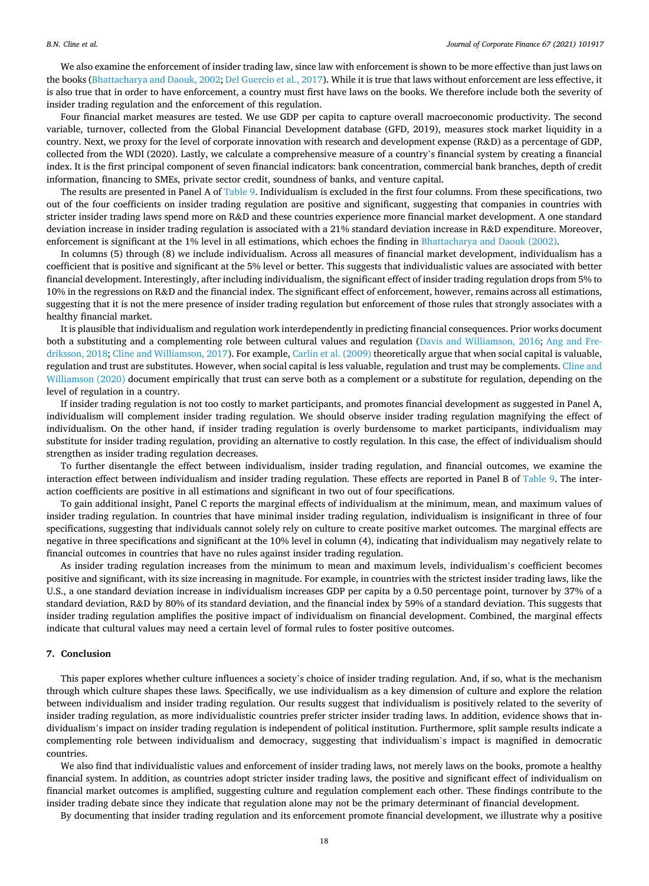We also examine the enforcement of insider trading law, since law with enforcement is shown to be more effective than just laws on the books (Bhattacharya and Daouk, 2002; Del Guercio et al., 2017). While it is true that laws without enforcement are less effective, it is also true that in order to have enforcement, a country must first have laws on the books. We therefore include both the severity of insider trading regulation and the enforcement of this regulation.

Four financial market measures are tested. We use GDP per capita to capture overall macroeconomic productivity. The second variable, turnover, collected from the Global Financial Development database (GFD, 2019), measures stock market liquidity in a country. Next, we proxy for the level of corporate innovation with research and development expense (R&D) as a percentage of GDP, collected from the WDI (2020). Lastly, we calculate a comprehensive measure of a country's financial system by creating a financial index. It is the first principal component of seven financial indicators: bank concentration, commercial bank branches, depth of credit information, financing to SMEs, private sector credit, soundness of banks, and venture capital.

The results are presented in Panel A of Table 9. Individualism is excluded in the first four columns. From these specifications, two out of the four coefficients on insider trading regulation are positive and significant, suggesting that companies in countries with stricter insider trading laws spend more on R&D and these countries experience more financial market development. A one standard deviation increase in insider trading regulation is associated with a 21% standard deviation increase in R&D expenditure. Moreover, enforcement is significant at the 1% level in all estimations, which echoes the finding in Bhattacharya and Daouk (2002).

In columns (5) through (8) we include individualism. Across all measures of financial market development, individualism has a coefficient that is positive and significant at the 5% level or better. This suggests that individualistic values are associated with better financial development. Interestingly, after including individualism, the significant effect of insider trading regulation drops from 5% to 10% in the regressions on R&D and the financial index. The significant effect of enforcement, however, remains across all estimations, suggesting that it is not the mere presence of insider trading regulation but enforcement of those rules that strongly associates with a healthy financial market.

It is plausible that individualism and regulation work interdependently in predicting financial consequences. Prior works document both a substituting and a complementing role between cultural values and regulation (Davis and Williamson, 2016; Ang and Fredriksson, 2018; Cline and Williamson, 2017). For example, Carlin et al. (2009) theoretically argue that when social capital is valuable, regulation and trust are substitutes. However, when social capital is less valuable, regulation and trust may be complements. Cline and Williamson (2020) document empirically that trust can serve both as a complement or a substitute for regulation, depending on the level of regulation in a country.

If insider trading regulation is not too costly to market participants, and promotes financial development as suggested in Panel A, individualism will complement insider trading regulation. We should observe insider trading regulation magnifying the effect of individualism. On the other hand, if insider trading regulation is overly burdensome to market participants, individualism may substitute for insider trading regulation, providing an alternative to costly regulation. In this case, the effect of individualism should strengthen as insider trading regulation decreases.

To further disentangle the effect between individualism, insider trading regulation, and financial outcomes, we examine the interaction effect between individualism and insider trading regulation. These effects are reported in Panel B of Table 9. The interaction coefficients are positive in all estimations and significant in two out of four specifications.

To gain additional insight, Panel C reports the marginal effects of individualism at the minimum, mean, and maximum values of insider trading regulation. In countries that have minimal insider trading regulation, individualism is insignificant in three of four specifications, suggesting that individuals cannot solely rely on culture to create positive market outcomes. The marginal effects are negative in three specifications and significant at the 10% level in column (4), indicating that individualism may negatively relate to financial outcomes in countries that have no rules against insider trading regulation.

As insider trading regulation increases from the minimum to mean and maximum levels, individualism's coefficient becomes positive and significant, with its size increasing in magnitude. For example, in countries with the strictest insider trading laws, like the U.S., a one standard deviation increase in individualism increases GDP per capita by a 0.50 percentage point, turnover by 37% of a standard deviation, R&D by 80% of its standard deviation, and the financial index by 59% of a standard deviation. This suggests that insider trading regulation amplifies the positive impact of individualism on financial development. Combined, the marginal effects indicate that cultural values may need a certain level of formal rules to foster positive outcomes.

## 7. Conclusion

This paper explores whether culture influences a society's choice of insider trading regulation. And, if so, what is the mechanism through which culture shapes these laws. Specifically, we use individualism as a key dimension of culture and explore the relation between individualism and insider trading regulation. Our results suggest that individualism is positively related to the severity of insider trading regulation, as more individualistic countries prefer stricter insider trading laws. In addition, evidence shows that individualism's impact on insider trading regulation is independent of political institution. Furthermore, split sample results indicate a complementing role between individualism and democracy, suggesting that individualism's impact is magnified in democratic countries.

We also find that individualistic values and enforcement of insider trading laws, not merely laws on the books, promote a healthy financial system. In addition, as countries adopt stricter insider trading laws, the positive and significant effect of individualism on financial market outcomes is amplified, suggesting culture and regulation complement each other. These findings contribute to the insider trading debate since they indicate that regulation alone may not be the primary determinant of financial development.

By documenting that insider trading regulation and its enforcement promote financial development, we illustrate why a positive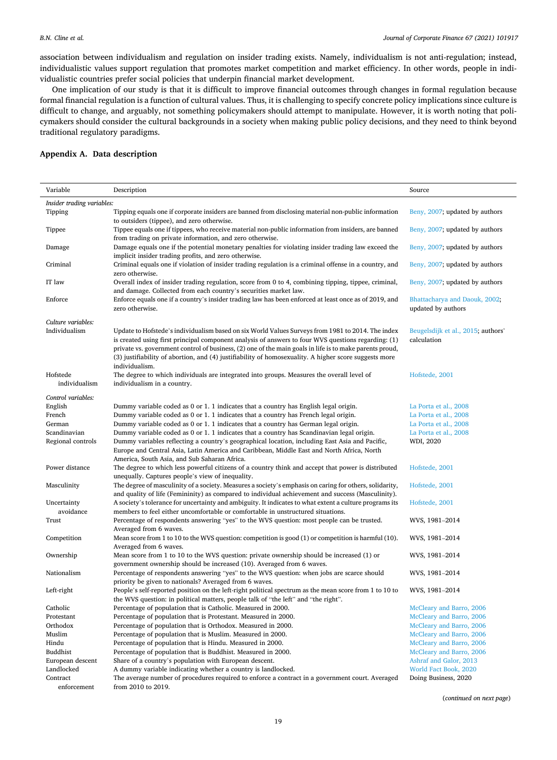association between individualism and regulation on insider trading exists. Namely, individualism is not anti-regulation; instead, individualistic values support regulation that promotes market competition and market efficiency. In other words, people in individualistic countries prefer social policies that underpin financial market development.

One implication of our study is that it is difficult to improve financial outcomes through changes in formal regulation because formal financial regulation is a function of cultural values. Thus, it is challenging to specify concrete policy implications since culture is difficult to change, and arguably, not something policymakers should attempt to manipulate. However, it is worth noting that policymakers should consider the cultural backgrounds in a society when making public policy decisions, and they need to think beyond traditional regulatory paradigms.

## Appendix A. Data description

| Variable | Description | Source |
|---|---|---|
| *Insider trading variables:* | | |
| Tipping | Tipping equals one if corporate insiders are banned from disclosing material non-public information to outsiders (tippee), and zero otherwise. | Beny, 2007; updated by authors |
| Tippee | Tippee equals one if tippees, who receive material non-public information from insiders, are banned from trading on private information, and zero otherwise. | Beny, 2007; updated by authors |
| Damage | Damage equals one if the potential monetary penalties for violating insider trading law exceed the implicit insider trading profits, and zero otherwise. | Beny, 2007; updated by authors |
| Criminal | Criminal equals one if violation of insider trading regulation is a criminal offense in a country, and zero otherwise. | Beny, 2007; updated by authors |
| IT law | Overall index of insider trading regulation, score from 0 to 4, combining tipping, tippee, criminal, and damage. Collected from each country's securities market law. | Beny, 2007; updated by authors |
| Enforce | Enforce equals one if a country's insider trading law has been enforced at least once as of 2019, and zero otherwise. | Bhattacharya and Daouk, 2002; updated by authors |
| *Culture variables:* | | |
| Individualism | Update to Hofstede's individualism based on six World Values Surveys from 1981 to 2014. The index is created using first principal component analysis of answers to four WVS questions regarding: (1) private vs. government control of business, (2) one of the main goals in life is to make parents proud, (3) justifiability of abortion, and (4) justifiability of homosexuality. A higher score suggests more individualism. | Beugelsdijk et al., 2015; authors' calculation |
| Hofstede individualism | The degree to which individuals are integrated into groups. Measures the overall level of individualism in a country. | Hofstede, 2001 |
| *Control variables:* | | |
| English | Dummy variable coded as 0 or 1. 1 indicates that a country has English legal origin. | La Porta et al., 2008 |
| French | Dummy variable coded as 0 or 1. 1 indicates that a country has French legal origin. | La Porta et al., 2008 |
| German | Dummy variable coded as 0 or 1. 1 indicates that a country has German legal origin. | La Porta et al., 2008 |
| Scandinavian | Dummy variable coded as 0 or 1. 1 indicates that a country has Scandinavian legal origin. | La Porta et al., 2008 |
| Regional controls | Dummy variables reflecting a country's geographical location, including East Asia and Pacific, Europe and Central Asia, Latin America and Caribbean, Middle East and North Africa, North America, South Asia, and Sub Saharan Africa. | WDI, 2020 |
| Power distance | The degree to which less powerful citizens of a country think and accept that power is distributed unequally. Captures people's view of inequality. | Hofstede, 2001 |
| Masculinity | The degree of masculinity of a society. Measures a society's emphasis on caring for others, solidarity, and quality of life (Femininity) as compared to individual achievement and success (Masculinity). | Hofstede, 2001 |
| Uncertainty avoidance | A society's tolerance for uncertainty and ambiguity. It indicates to what extent a culture programs its members to feel either uncomfortable or comfortable in unstructured situations. | Hofstede, 2001 |
| Trust | Percentage of respondents answering "yes" to the WVS question: most people can be trusted. Averaged from 6 waves. | WVS, 1981–2014 |
| Competition | Mean score from 1 to 10 to the WVS question: competition is good (1) or competition is harmful (10). Averaged from 6 waves. | WVS, 1981–2014 |
| Ownership | Mean score from 1 to 10 to the WVS question: private ownership should be increased (1) or government ownership should be increased (10). Averaged from 6 waves. | WVS, 1981–2014 |
| Nationalism | Percentage of respondents answering "yes" to the WVS question: when jobs are scarce should priority be given to nationals? Averaged from 6 waves. | WVS, 1981–2014 |
| Left-right | People's self-reported position on the left-right political spectrum as the mean score from 1 to 10 to the WVS question: in political matters, people talk of "the left" and "the right". | WVS, 1981–2014 |
| Catholic | Percentage of population that is Catholic. Measured in 2000. | McCleary and Barro, 2006 |
| Protestant | Percentage of population that is Protestant. Measured in 2000. | McCleary and Barro, 2006 |
| Orthodox | Percentage of population that is Orthodox. Measured in 2000. | McCleary and Barro, 2006 |
| Muslim | Percentage of population that is Muslim. Measured in 2000. | McCleary and Barro, 2006 |
| Hindu | Percentage of population that is Hindu. Measured in 2000. | McCleary and Barro, 2006 |
| Buddhist | Percentage of population that is Buddhist. Measured in 2000. | McCleary and Barro, 2006 |
| European descent | Share of a country's population with European descent. | Ashraf and Galor, 2013 |
| Landlocked | A dummy variable indicating whether a country is landlocked. | World Fact Book, 2020 |
| Contract enforcement | The average number of procedures required to enforce a contract in a government court. Averaged from 2010 to 2019. | Doing Business, 2020 |

(*continued on next page*)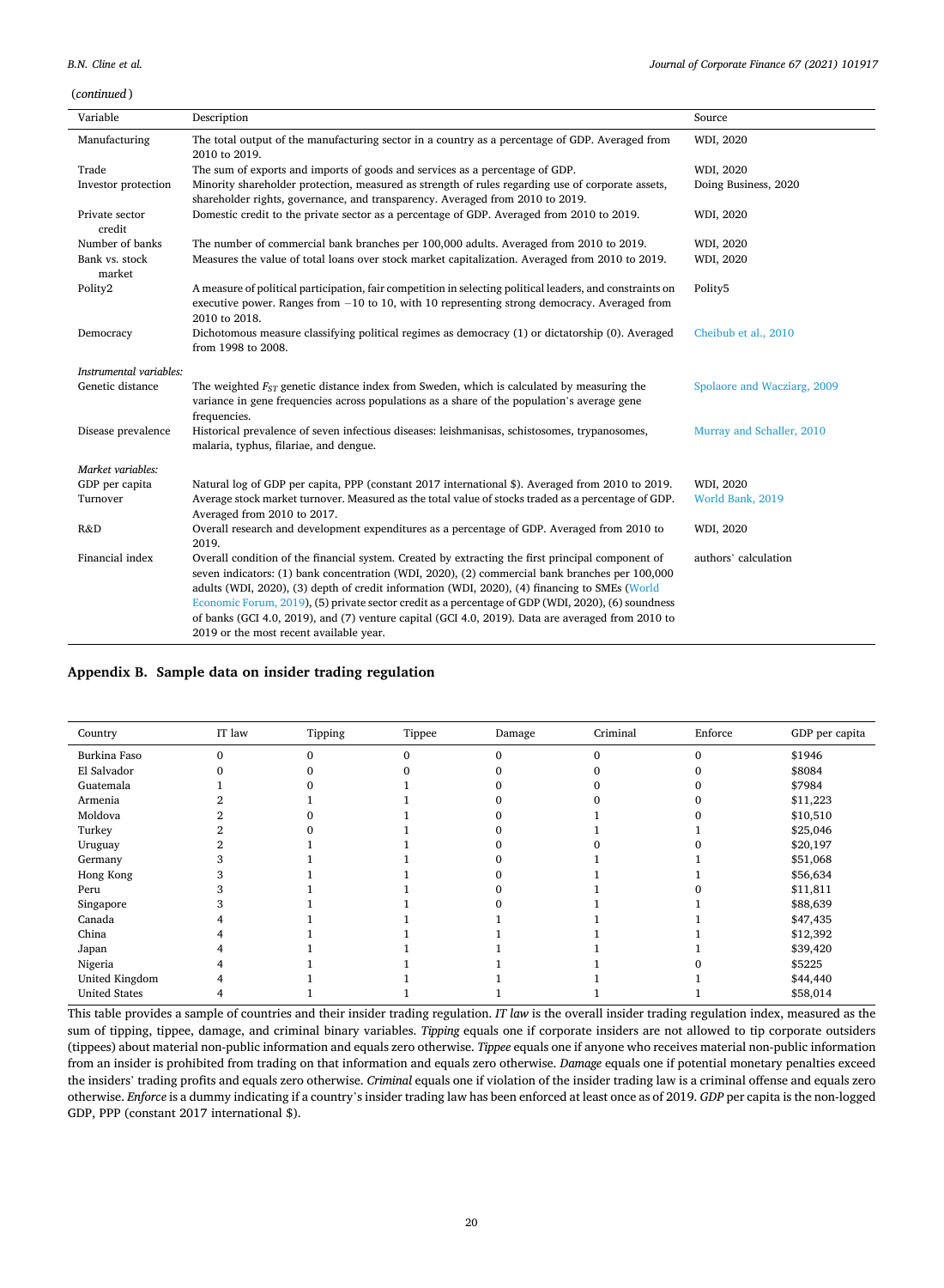(*continued*)

| Variable | Description | Source |
|---|---|---|
| Manufacturing | The total output of the manufacturing sector in a country as a percentage of GDP. Averaged from 2010 to 2019. | WDI, 2020 |
| Trade | The sum of exports and imports of goods and services as a percentage of GDP. | WDI, 2020 |
| Investor protection | Minority shareholder protection, measured as strength of rules regarding use of corporate assets, shareholder rights, governance, and transparency. Averaged from 2010 to 2019. | Doing Business, 2020 |
| Private sector credit | Domestic credit to the private sector as a percentage of GDP. Averaged from 2010 to 2019. | WDI, 2020 |
| Number of banks | The number of commercial bank branches per 100,000 adults. Averaged from 2010 to 2019. | WDI, 2020 |
| Bank vs. stock market | Measures the value of total loans over stock market capitalization. Averaged from 2010 to 2019. | WDI, 2020 |
| Polity2 | A measure of political participation, fair competition in selecting political leaders, and constraints on executive power. Ranges from −10 to 10, with 10 representing strong democracy. Averaged from 2010 to 2018. | Polity5 |
| Democracy | Dichotomous measure classifying political regimes as democracy (1) or dictatorship (0). Averaged from 1998 to 2008. | Cheibub et al., 2010 |
| *Instrumental variables:* | | |
| Genetic distance | The weighted $F_{ST}$ genetic distance index from Sweden, which is calculated by measuring the variance in gene frequencies across populations as a share of the population's average gene frequencies. | Spolaore and Wacziarg, 2009 |
| Disease prevalence | Historical prevalence of seven infectious diseases: leishmanisas, schistosomes, trypanosomes, malaria, typhus, filariae, and dengue. | Murray and Schaller, 2010 |
| *Market variables:* | | |
| GDP per capita | Natural log of GDP per capita, PPP (constant 2017 international $). Averaged from 2010 to 2019. | WDI, 2020 |
| Turnover | Average stock market turnover. Measured as the total value of stocks traded as a percentage of GDP. Averaged from 2010 to 2017. | World Bank, 2019 |
| R&D | Overall research and development expenditures as a percentage of GDP. Averaged from 2010 to 2019. | WDI, 2020 |
| Financial index | Overall condition of the financial system. Created by extracting the first principal component of seven indicators: (1) bank concentration (WDI, 2020), (2) commercial bank branches per 100,000 adults (WDI, 2020), (3) depth of credit information (WDI, 2020), (4) financing to SMEs (World Economic Forum, 2019), (5) private sector credit as a percentage of GDP (WDI, 2020), (6) soundness of banks (GCI 4.0, 2019), and (7) venture capital (GCI 4.0, 2019). Data are averaged from 2010 to 2019 or the most recent available year. | authors' calculation |

## Appendix B. Sample data on insider trading regulation

| Country | IT law | Tipping | Tippee | Damage | Criminal | Enforce | GDP per capita |
|---|---|---|---|---|---|---|---|
| Burkina Faso | 0 | 0 | 0 | 0 | 0 | 0 | $1946 |
| El Salvador | 0 | 0 | 0 | 0 | 0 | 0 | $8084 |
| Guatemala | 1 | 0 | 1 | 0 | 0 | 0 | $7984 |
| Armenia | 2 | 1 | 1 | 0 | 0 | 0 | $11,223 |
| Moldova | 2 | 0 | 1 | 0 | 1 | 0 | $10,510 |
| Turkey | 2 | 0 | 1 | 0 | 1 | 1 | $25,046 |
| Uruguay | 2 | 1 | 1 | 0 | 0 | 0 | $20,197 |
| Germany | 3 | 1 | 1 | 0 | 1 | 1 | $51,068 |
| Hong Kong | 3 | 1 | 1 | 0 | 1 | 1 | $56,634 |
| Peru | 3 | 1 | 1 | 0 | 1 | 0 | $11,811 |
| Singapore | 3 | 1 | 1 | 0 | 1 | 1 | $88,639 |
| Canada | 4 | 1 | 1 | 1 | 1 | 1 | $47,435 |
| China | 4 | 1 | 1 | 1 | 1 | 1 | $12,392 |
| Japan | 4 | 1 | 1 | 1 | 1 | 1 | $39,420 |
| Nigeria | 4 | 1 | 1 | 1 | 1 | 0 | $5225 |
| United Kingdom | 4 | 1 | 1 | 1 | 1 | 1 | $44,440 |
| United States | 4 | 1 | 1 | 1 | 1 | 1 | $58,014 |

This table provides a sample of countries and their insider trading regulation. *IT law* is the overall insider trading regulation index, measured as the sum of tipping, tippee, damage, and criminal binary variables. *Tipping* equals one if corporate insiders are not allowed to tip corporate outsiders (tippees) about material non-public information and equals zero otherwise. *Tippee* equals one if anyone who receives material non-public information from an insider is prohibited from trading on that information and equals zero otherwise. *Damage* equals one if potential monetary penalties exceed the insiders' trading profits and equals zero otherwise. *Criminal* equals one if violation of the insider trading law is a criminal offense and equals zero otherwise. *Enforce* is a dummy indicating if a country's insider trading law has been enforced at least once as of 2019. *GDP* per capita is the non-logged GDP, PPP (constant 2017 international $).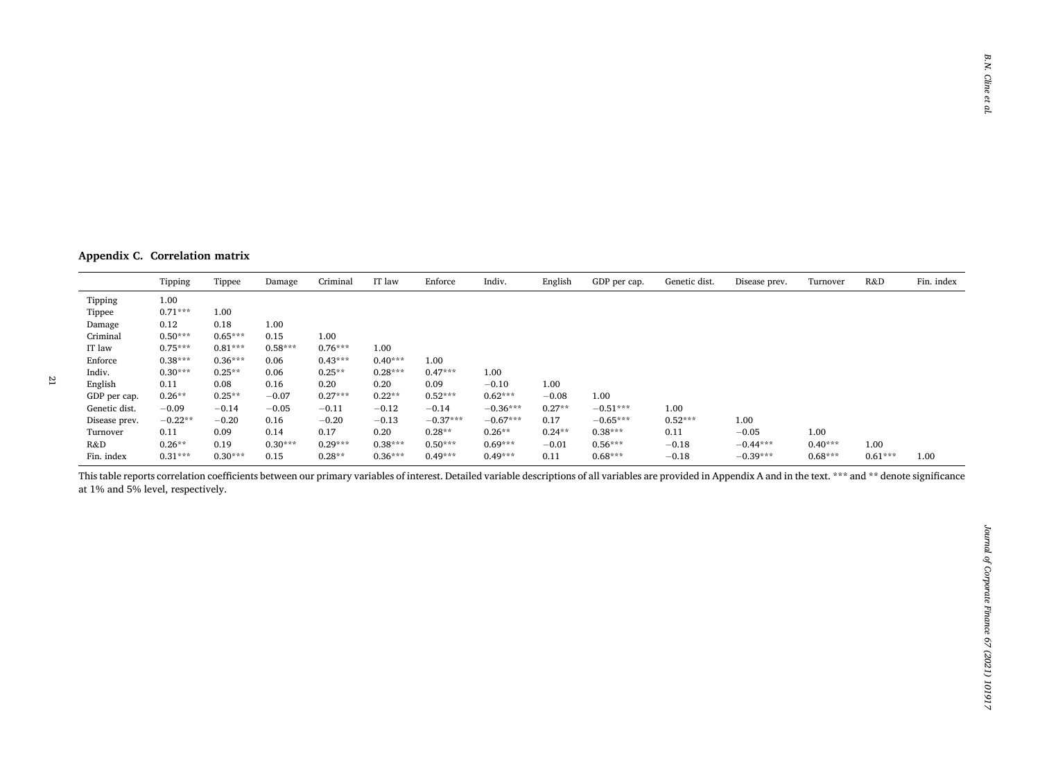## Appendix C. Correlation matrix

| | Tipping | Tippee | Damage | Criminal | IT law | Enforce | Indiv. | English | GDP per cap. | Genetic dist. | Disease prev. | Turnover | R&D | Fin. index |
|---|---|---|---|---|---|---|---|---|---|---|---|---|---|---|
| Tipping | 1.00 | | | | | | | | | | | | | |
| Tippee | 0.71*** | 1.00 | | | | | | | | | | | | |
| Damage | 0.12 | 0.18 | 1.00 | | | | | | | | | | | |
| Criminal | 0.50*** | 0.65*** | 0.15 | 1.00 | | | | | | | | | | |
| IT law | 0.75*** | 0.81*** | 0.58*** | 0.76*** | 1.00 | | | | | | | | | |
| Enforce | 0.38*** | 0.36*** | 0.06 | 0.43*** | 0.40*** | 1.00 | | | | | | | | |
| Indiv. | 0.30*** | 0.25** | 0.06 | 0.25** | 0.28*** | 0.47*** | 1.00 | | | | | | | |
| English | 0.11 | 0.08 | 0.16 | 0.20 | 0.20 | 0.09 | −0.10 | 1.00 | | | | | | |
| GDP per cap. | 0.26** | 0.25** | −0.07 | 0.27*** | 0.22** | 0.52*** | 0.62*** | −0.08 | 1.00 | | | | | |
| Genetic dist. | −0.09 | −0.14 | −0.05 | −0.11 | −0.12 | −0.14 | −0.36*** | 0.27** | −0.51*** | 1.00 | | | | |
| Disease prev. | −0.22** | −0.20 | 0.16 | −0.20 | −0.13 | −0.37*** | −0.67*** | 0.17 | −0.65*** | 0.52*** | 1.00 | | | |
| Turnover | 0.11 | 0.09 | 0.14 | 0.17 | 0.20 | 0.28** | 0.26** | 0.24** | 0.38*** | 0.11 | −0.05 | 1.00 | | |
| R&D | 0.26** | 0.19 | 0.30*** | 0.29*** | 0.38*** | 0.50*** | 0.69*** | −0.01 | 0.56*** | −0.18 | −0.44*** | 0.40*** | 1.00 | |
| Fin. index | 0.31*** | 0.30*** | 0.15 | 0.28** | 0.36*** | 0.49*** | 0.49*** | 0.11 | 0.68*** | −0.18 | −0.39*** | 0.68*** | 0.61*** | 1.00 |

This table reports correlation coefficients between our primary variables of interest. Detailed variable descriptions of all variables are provided in Appendix A and in the text. *** and ** denote significance at 1% and 5% level, respectively.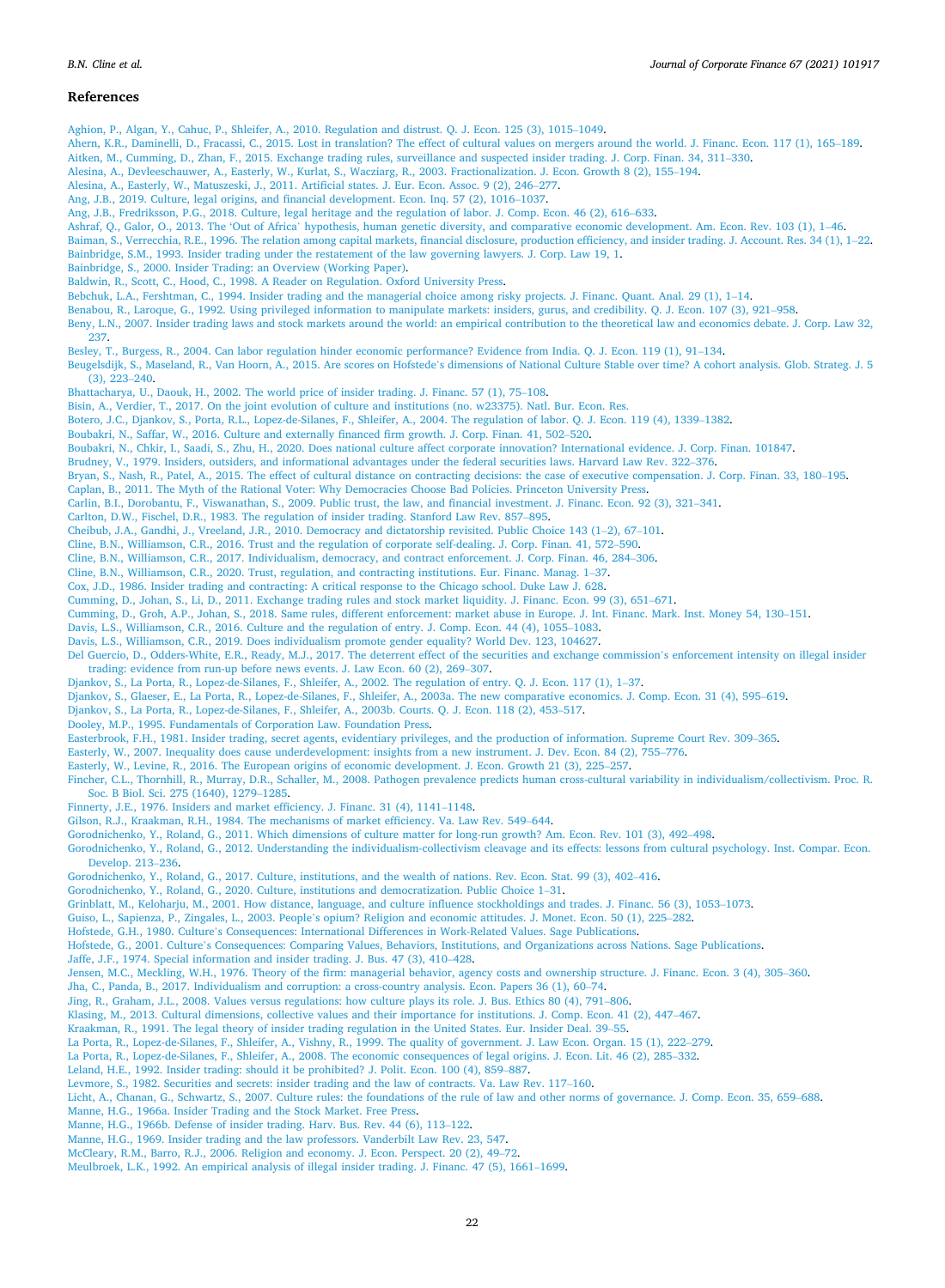## References

Aghion, P., Algan, Y., Cahuc, P., Shleifer, A., 2010. Regulation and distrust. Q. J. Econ. 125 (3), 1015–1049.

Ahern, K.R., Daminelli, D., Fracassi, C., 2015. Lost in translation? The effect of cultural values on mergers around the world. J. Financ. Econ. 117 (1), 165–189.

Aitken, M., Cumming, D., Zhan, F., 2015. Exchange trading rules, surveillance and suspected insider trading. J. Corp. Finan. 34, 311–330.

Alesina, A., Devleeschauwer, A., Easterly, W., Kurlat, S., Wacziarg, R., 2003. Fractionalization. J. Econ. Growth 8 (2), 155–194.

Alesina, A., Easterly, W., Matuszeski, J., 2011. Artificial states. J. Eur. Econ. Assoc. 9 (2), 246–277.

Ang, J.B., 2019. Culture, legal origins, and financial development. Econ. Inq. 57 (2), 1016–1037.

Ang, J.B., Fredriksson, P.G., 2018. Culture, legal heritage and the regulation of labor. J. Comp. Econ. 46 (2), 616–633.

Ashraf, Q., Galor, O., 2013. The 'Out of Africa' hypothesis, human genetic diversity, and comparative economic development. Am. Econ. Rev. 103 (1), 1–46.

Baiman, S., Verrecchia, R.E., 1996. The relation among capital markets, financial disclosure, production efficiency, and insider trading. J. Account. Res. 34 (1), 1–22.

Bainbridge, S.M., 1993. Insider trading under the restatement of the law governing lawyers. J. Corp. Law 19, 1.

Bainbridge, S., 2000. Insider Trading: an Overview (Working Paper).

Baldwin, R., Scott, C., Hood, C., 1998. A Reader on Regulation. Oxford University Press.

Bebchuk, L.A., Fershtman, C., 1994. Insider trading and the managerial choice among risky projects. J. Financ. Quant. Anal. 29 (1), 1–14.

Benabou, R., Laroque, G., 1992. Using privileged information to manipulate markets: insiders, gurus, and credibility. Q. J. Econ. 107 (3), 921–958.

Beny, L.N., 2007. Insider trading laws and stock markets around the world: an empirical contribution to the theoretical law and economics debate. J. Corp. Law 32, 237.

Besley, T., Burgess, R., 2004. Can labor regulation hinder economic performance? Evidence from India. Q. J. Econ. 119 (1), 91–134.

Beugelsdijk, S., Maseland, R., Van Hoorn, A., 2015. Are scores on Hofstede's dimensions of National Culture Stable over time? A cohort analysis. Glob. Strateg. J. 5 (3), 223–240.

Bhattacharya, U., Daouk, H., 2002. The world price of insider trading. J. Financ. 57 (1), 75–108.

Bisin, A., Verdier, T., 2017. On the joint evolution of culture and institutions (no. w23375). Natl. Bur. Econ. Res.

Botero, J.C., Djankov, S., Porta, R.L., Lopez-de-Silanes, F., Shleifer, A., 2004. The regulation of labor. Q. J. Econ. 119 (4), 1339–1382.

Boubakri, N., Saffar, W., 2016. Culture and externally financed firm growth. J. Corp. Finan. 41, 502–520.

Boubakri, N., Chkir, I., Saadi, S., Zhu, H., 2020. Does national culture affect corporate innovation? International evidence. J. Corp. Finan. 101847.

Brudney, V., 1979. Insiders, outsiders, and informational advantages under the federal securities laws. Harvard Law Rev. 322–376.

Bryan, S., Nash, R., Patel, A., 2015. The effect of cultural distance on contracting decisions: the case of executive compensation. J. Corp. Finan. 33, 180–195.

Caplan, B., 2011. The Myth of the Rational Voter: Why Democracies Choose Bad Policies. Princeton University Press.

Carlin, B.I., Dorobantu, F., Viswanathan, S., 2009. Public trust, the law, and financial investment. J. Financ. Econ. 92 (3), 321–341.

Carlton, D.W., Fischel, D.R., 1983. The regulation of insider trading. Stanford Law Rev. 857–895.

Cheibub, J.A., Gandhi, J., Vreeland, J.R., 2010. Democracy and dictatorship revisited. Public Choice 143 (1–2), 67–101.

Cline, B.N., Williamson, C.R., 2016. Trust and the regulation of corporate self-dealing. J. Corp. Finan. 41, 572–590.

Cline, B.N., Williamson, C.R., 2017. Individualism, democracy, and contract enforcement. J. Corp. Finan. 46, 284–306.

Cline, B.N., Williamson, C.R., 2020. Trust, regulation, and contracting institutions. Eur. Financ. Manag. 1–37.

Cox, J.D., 1986. Insider trading and contracting: A critical response to the Chicago school. Duke Law J. 628.

Cumming, D., Johan, S., Li, D., 2011. Exchange trading rules and stock market liquidity. J. Financ. Econ. 99 (3), 651–671.

Cumming, D., Groh, A.P., Johan, S., 2018. Same rules, different enforcement: market abuse in Europe. J. Int. Financ. Mark. Inst. Money 54, 130–151.

Davis, L.S., Williamson, C.R., 2016. Culture and the regulation of entry. J. Comp. Econ. 44 (4), 1055–1083.

Davis, L.S., Williamson, C.R., 2019. Does individualism promote gender equality? World Dev. 123, 104627.

Del Guercio, D., Odders-White, E.R., Ready, M.J., 2017. The deterrent effect of the securities and exchange commission's enforcement intensity on illegal insider trading: evidence from run-up before news events. J. Law Econ. 60 (2), 269–307.

Djankov, S., La Porta, R., Lopez-de-Silanes, F., Shleifer, A., 2002. The regulation of entry. Q. J. Econ. 117 (1), 1–37.

Djankov, S., Glaeser, E., La Porta, R., Lopez-de-Silanes, F., Shleifer, A., 2003a. The new comparative economics. J. Comp. Econ. 31 (4), 595–619.

Djankov, S., La Porta, R., Lopez-de-Silanes, F., Shleifer, A., 2003b. Courts. Q. J. Econ. 118 (2), 453–517.

Dooley, M.P., 1995. Fundamentals of Corporation Law. Foundation Press.

Easterbrook, F.H., 1981. Insider trading, secret agents, evidentiary privileges, and the production of information. Supreme Court Rev. 309–365.

Easterly, W., 2007. Inequality does cause underdevelopment: insights from a new instrument. J. Dev. Econ. 84 (2), 755–776.

Easterly, W., Levine, R., 2016. The European origins of economic development. J. Econ. Growth 21 (3), 225–257.

Fincher, C.L., Thornhill, R., Murray, D.R., Schaller, M., 2008. Pathogen prevalence predicts human cross-cultural variability in individualism/collectivism. Proc. R. Soc. B Biol. Sci. 275 (1640), 1279–1285.

Finnerty, J.E., 1976. Insiders and market efficiency. J. Financ. 31 (4), 1141–1148.

Gilson, R.J., Kraakman, R.H., 1984. The mechanisms of market efficiency. Va. Law Rev. 549–644.

Gorodnichenko, Y., Roland, G., 2011. Which dimensions of culture matter for long-run growth? Am. Econ. Rev. 101 (3), 492–498.

Gorodnichenko, Y., Roland, G., 2012. Understanding the individualism-collectivism cleavage and its effects: lessons from cultural psychology. Inst. Compar. Econ. Develop. 213–236.

Gorodnichenko, Y., Roland, G., 2017. Culture, institutions, and the wealth of nations. Rev. Econ. Stat. 99 (3), 402–416.

Gorodnichenko, Y., Roland, G., 2020. Culture, institutions and democratization. Public Choice 1–31.

Grinblatt, M., Keloharju, M., 2001. How distance, language, and culture influence stockholdings and trades. J. Financ. 56 (3), 1053–1073.

Guiso, L., Sapienza, P., Zingales, L., 2003. People's opium? Religion and economic attitudes. J. Monet. Econ. 50 (1), 225–282.

Hofstede, G.H., 1980. Culture's Consequences: International Differences in Work-Related Values. Sage Publications.

Hofstede, G., 2001. Culture's Consequences: Comparing Values, Behaviors, Institutions, and Organizations across Nations. Sage Publications.

Jaffe, J.F., 1974. Special information and insider trading. J. Bus. 47 (3), 410–428.

Jensen, M.C., Meckling, W.H., 1976. Theory of the firm: managerial behavior, agency costs and ownership structure. J. Financ. Econ. 3 (4), 305–360.

Jha, C., Panda, B., 2017. Individualism and corruption: a cross-country analysis. Econ. Papers 36 (1), 60–74.

Jing, R., Graham, J.L., 2008. Values versus regulations: how culture plays its role. J. Bus. Ethics 80 (4), 791–806.

Klasing, M., 2013. Cultural dimensions, collective values and their importance for institutions. J. Comp. Econ. 41 (2), 447–467.

Kraakman, R., 1991. The legal theory of insider trading regulation in the United States. Eur. Insider Deal. 39–55.

La Porta, R., Lopez-de-Silanes, F., Shleifer, A., Vishny, R., 1999. The quality of government. J. Law Econ. Organ. 15 (1), 222–279.

La Porta, R., Lopez-de-Silanes, F., Shleifer, A., 2008. The economic consequences of legal origins. J. Econ. Lit. 46 (2), 285–332.

Leland, H.E., 1992. Insider trading: should it be prohibited? J. Polit. Econ. 100 (4), 859–887.

Levmore, S., 1982. Securities and secrets: insider trading and the law of contracts. Va. Law Rev. 117–160.

Licht, A., Chanan, G., Schwartz, S., 2007. Culture rules: the foundations of the rule of law and other norms of governance. J. Comp. Econ. 35, 659–688.

Manne, H.G., 1966a. Insider Trading and the Stock Market. Free Press.

Manne, H.G., 1966b. Defense of insider trading. Harv. Bus. Rev. 44 (6), 113–122.

Manne, H.G., 1969. Insider trading and the law professors. Vanderbilt Law Rev. 23, 547.

McCleary, R.M., Barro, R.J., 2006. Religion and economy. J. Econ. Perspect. 20 (2), 49–72.

Meulbroek, L.K., 1992. An empirical analysis of illegal insider trading. J. Financ. 47 (5), 1661–1699.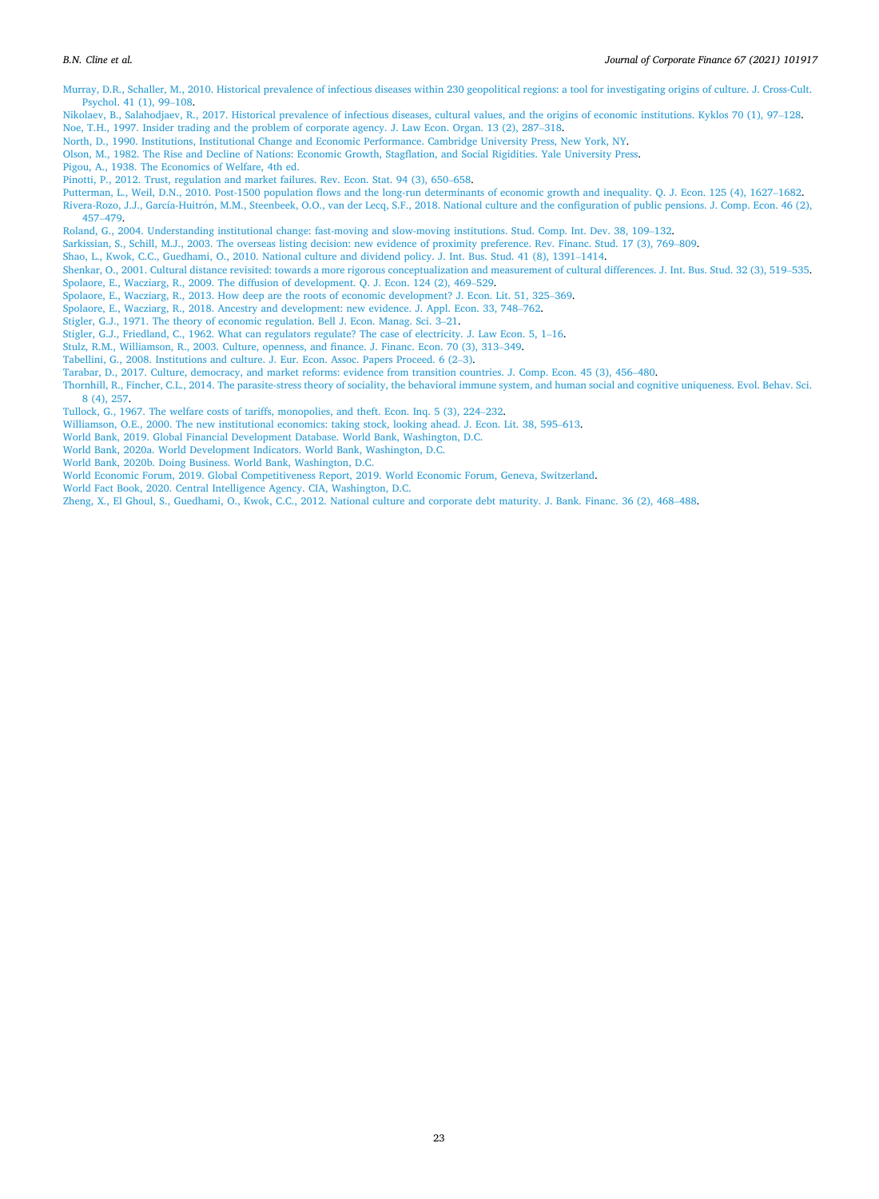Murray, D.R., Schaller, M., 2010. Historical prevalence of infectious diseases within 230 geopolitical regions: a tool for investigating origins of culture. J. Cross-Cult. Psychol. 41 (1), 99–108.

Nikolaev, B., Salahodjaev, R., 2017. Historical prevalence of infectious diseases, cultural values, and the origins of economic institutions. Kyklos 70 (1), 97–128.

Noe, T.H., 1997. Insider trading and the problem of corporate agency. J. Law Econ. Organ. 13 (2), 287–318.

North, D., 1990. Institutions, Institutional Change and Economic Performance. Cambridge University Press, New York, NY.

Olson, M., 1982. The Rise and Decline of Nations: Economic Growth, Stagflation, and Social Rigidities. Yale University Press.

Pigou, A., 1938. The Economics of Welfare, 4th ed.

Pinotti, P., 2012. Trust, regulation and market failures. Rev. Econ. Stat. 94 (3), 650–658.

Putterman, L., Weil, D.N., 2010. Post-1500 population flows and the long-run determinants of economic growth and inequality. Q. J. Econ. 125 (4), 1627–1682.

Rivera-Rozo, J.J., García-Huitrón, M.M., Steenbeek, O.O., van der Lecq, S.F., 2018. National culture and the configuration of public pensions. J. Comp. Econ. 46 (2), 457–479.

Roland, G., 2004. Understanding institutional change: fast-moving and slow-moving institutions. Stud. Comp. Int. Dev. 38, 109–132.

Sarkissian, S., Schill, M.J., 2003. The overseas listing decision: new evidence of proximity preference. Rev. Financ. Stud. 17 (3), 769–809.

Shao, L., Kwok, C.C., Guedhami, O., 2010. National culture and dividend policy. J. Int. Bus. Stud. 41 (8), 1391–1414.

Shenkar, O., 2001. Cultural distance revisited: towards a more rigorous conceptualization and measurement of cultural differences. J. Int. Bus. Stud. 32 (3), 519–535.

Spolaore, E., Wacziarg, R., 2009. The diffusion of development. Q. J. Econ. 124 (2), 469–529.

Spolaore, E., Wacziarg, R., 2013. How deep are the roots of economic development? J. Econ. Lit. 51, 325–369.

Spolaore, E., Wacziarg, R., 2018. Ancestry and development: new evidence. J. Appl. Econ. 33, 748–762.

Stigler, G.J., 1971. The theory of economic regulation. Bell J. Econ. Manag. Sci. 3–21.

Stigler, G.J., Friedland, C., 1962. What can regulators regulate? The case of electricity. J. Law Econ. 5, 1–16.

Stulz, R.M., Williamson, R., 2003. Culture, openness, and finance. J. Financ. Econ. 70 (3), 313–349.

Tabellini, G., 2008. Institutions and culture. J. Eur. Econ. Assoc. Papers Proceed. 6 (2–3).

Tarabar, D., 2017. Culture, democracy, and market reforms: evidence from transition countries. J. Comp. Econ. 45 (3), 456–480.

Thornhill, R., Fincher, C.L., 2014. The parasite-stress theory of sociality, the behavioral immune system, and human social and cognitive uniqueness. Evol. Behav. Sci. 8 (4), 257.

Tullock, G., 1967. The welfare costs of tariffs, monopolies, and theft. Econ. Inq. 5 (3), 224–232.

Williamson, O.E., 2000. The new institutional economics: taking stock, looking ahead. J. Econ. Lit. 38, 595–613.

World Bank, 2019. Global Financial Development Database. World Bank, Washington, D.C.

World Bank, 2020a. World Development Indicators. World Bank, Washington, D.C.

World Bank, 2020b. Doing Business. World Bank, Washington, D.C.

World Economic Forum, 2019. Global Competitiveness Report, 2019. World Economic Forum, Geneva, Switzerland.

World Fact Book, 2020. Central Intelligence Agency. CIA, Washington, D.C.

Zheng, X., El Ghoul, S., Guedhami, O., Kwok, C.C., 2012. National culture and corporate debt maturity. J. Bank. Financ. 36 (2), 468–488.